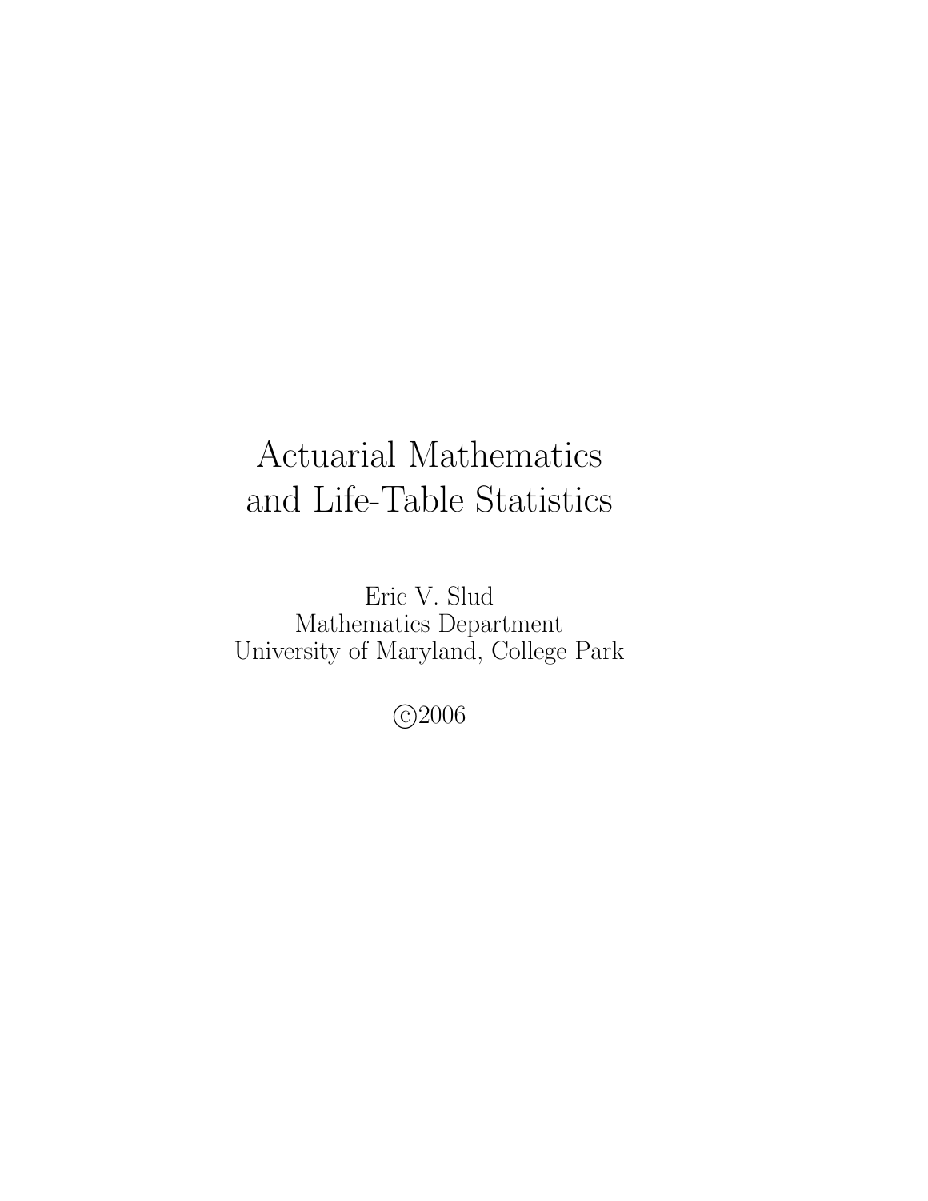# Actuarial Mathematics and Life-Table Statistics

Eric V. Slud
Mathematics Department
University of Maryland, College Park

©2006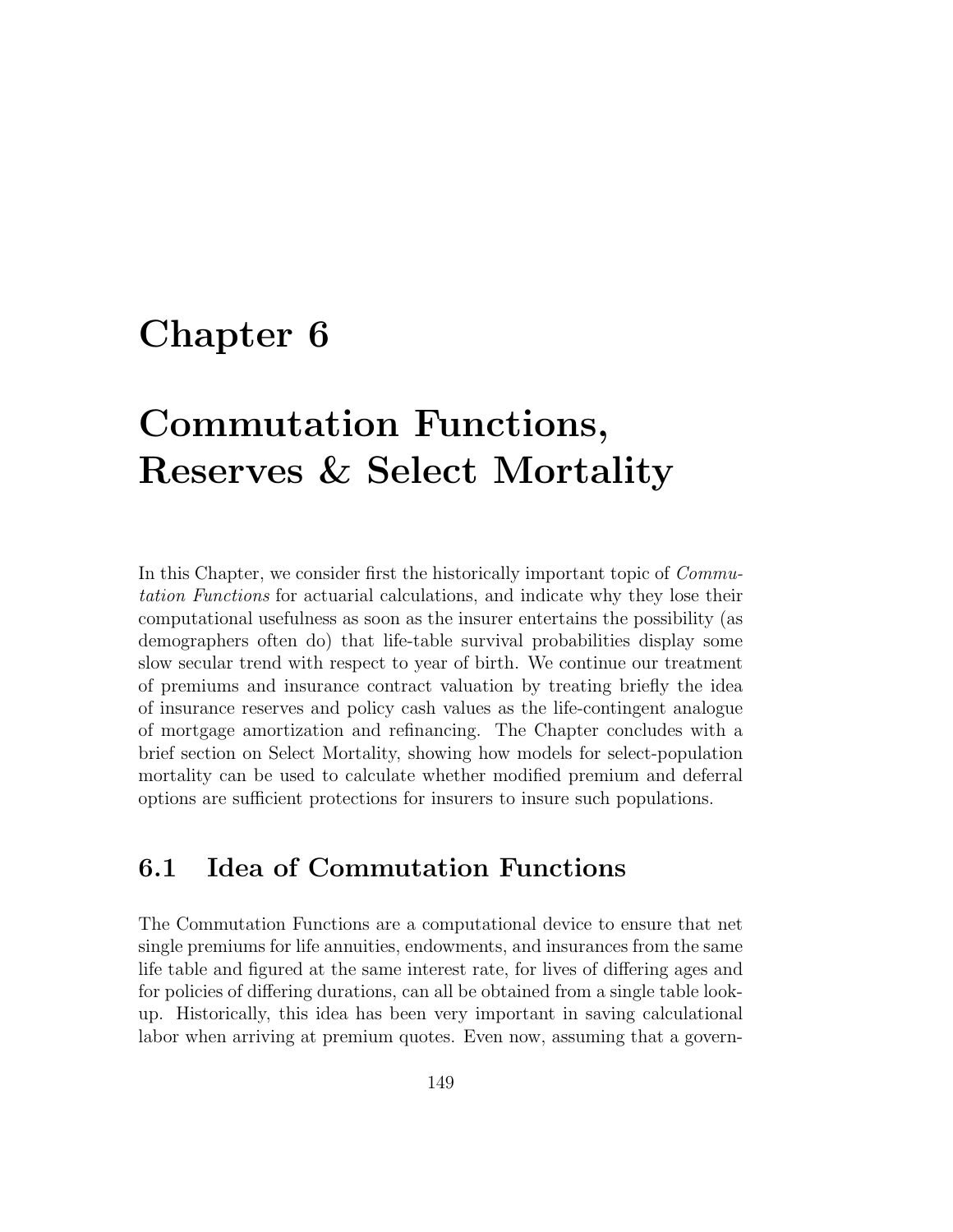# Chapter 6

# Commutation Functions, Reserves & Select Mortality

In this Chapter, we consider first the historically important topic of *Commutation Functions* for actuarial calculations, and indicate why they lose their computational usefulness as soon as the insurer entertains the possibility (as demographers often do) that life-table survival probabilities display some slow secular trend with respect to year of birth. We continue our treatment of premiums and insurance contract valuation by treating briefly the idea of insurance reserves and policy cash values as the life-contingent analogue of mortgage amortization and refinancing. The Chapter concludes with a brief section on Select Mortality, showing how models for select-population mortality can be used to calculate whether modified premium and deferral options are sufficient protections for insurers to insure such populations.

## 6.1 Idea of Commutation Functions

The Commutation Functions are a computational device to ensure that net single premiums for life annuities, endowments, and insurances from the same life table and figured at the same interest rate, for lives of differing ages and for policies of differing durations, can all be obtained from a single table look-up. Historically, this idea has been very important in saving calculational labor when arriving at premium quotes. Even now, assuming that a govern-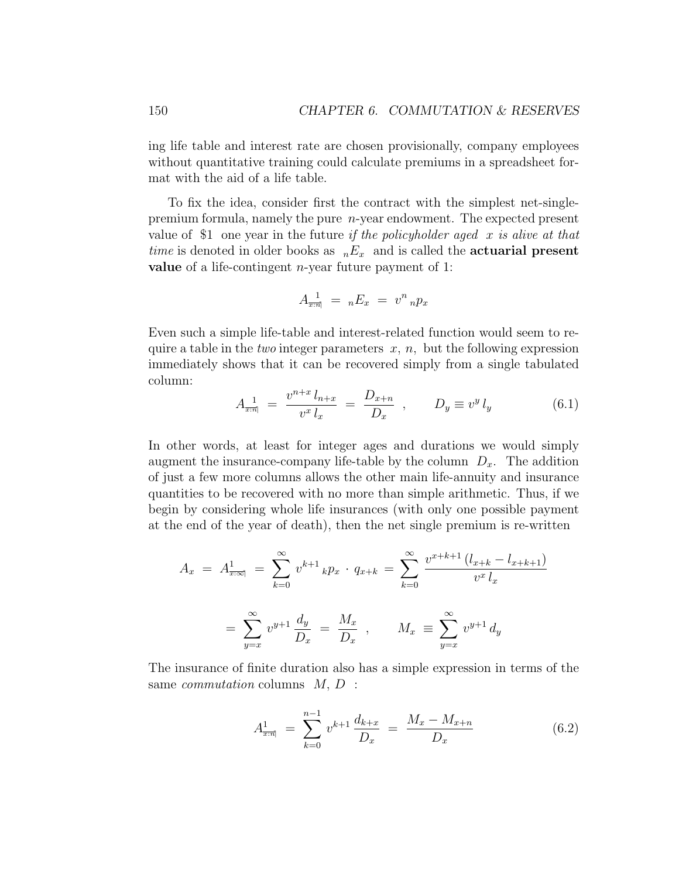ing life table and interest rate are chosen provisionally, company employees without quantitative training could calculate premiums in a spreadsheet format with the aid of a life table.

To fix the idea, consider first the contract with the simplest net-single-premium formula, namely the pure $n$-year endowment. The expected present value of \$1 one year in the future *if the policyholder aged $x$ is alive at that time* is denoted in older books as ${}_nE_x$ and is called the **actuarial present value** of a life-contingent $n$-year future payment of 1:

$$A_{x:\overline{n}|}^{\;\;\;\;1} \;=\; {}_nE_x \;=\; v^n\, {}_np_x$$

Even such a simple life-table and interest-related function would seem to require a table in the *two* integer parameters $x$, $n$, but the following expression immediately shows that it can be recovered simply from a single tabulated column:

$$A_{x:\overline{n}|}^{\;\;\;\;1} \;=\; \frac{v^{n+x}\, l_{n+x}}{v^x\, l_x} \;=\; \frac{D_{x+n}}{D_x} \;, \qquad D_y \equiv v^y\, l_y \tag{6.1}$$

In other words, at least for integer ages and durations we would simply augment the insurance-company life-table by the column $D_x$. The addition of just a few more columns allows the other main life-annuity and insurance quantities to be recovered with no more than simple arithmetic. Thus, if we begin by considering whole life insurances (with only one possible payment at the end of the year of death), then the net single premium is re-written

$$A_x \;=\; A^1_{x:\overline{\infty}|} \;=\; \sum_{k=0}^{\infty} v^{k+1}\, {}_kp_x \,\cdot\, q_{x+k} \;=\; \sum_{k=0}^{\infty} \frac{v^{x+k+1}\,(l_{x+k} - l_{x+k+1})}{v^x\, l_x}$$

$$=\; \sum_{y=x}^{\infty} v^{y+1}\, \frac{d_y}{D_x} \;=\; \frac{M_x}{D_x} \;, \qquad M_x \;\equiv\; \sum_{y=x}^{\infty} v^{y+1}\, d_y$$

The insurance of finite duration also has a simple expression in terms of the same *commutation* columns $M$, $D$ :

$$A^1_{x:\overline{n}|} \;=\; \sum_{k=0}^{n-1} v^{k+1}\, \frac{d_{k+x}}{D_x} \;=\; \frac{M_x - M_{x+n}}{D_x} \tag{6.2}$$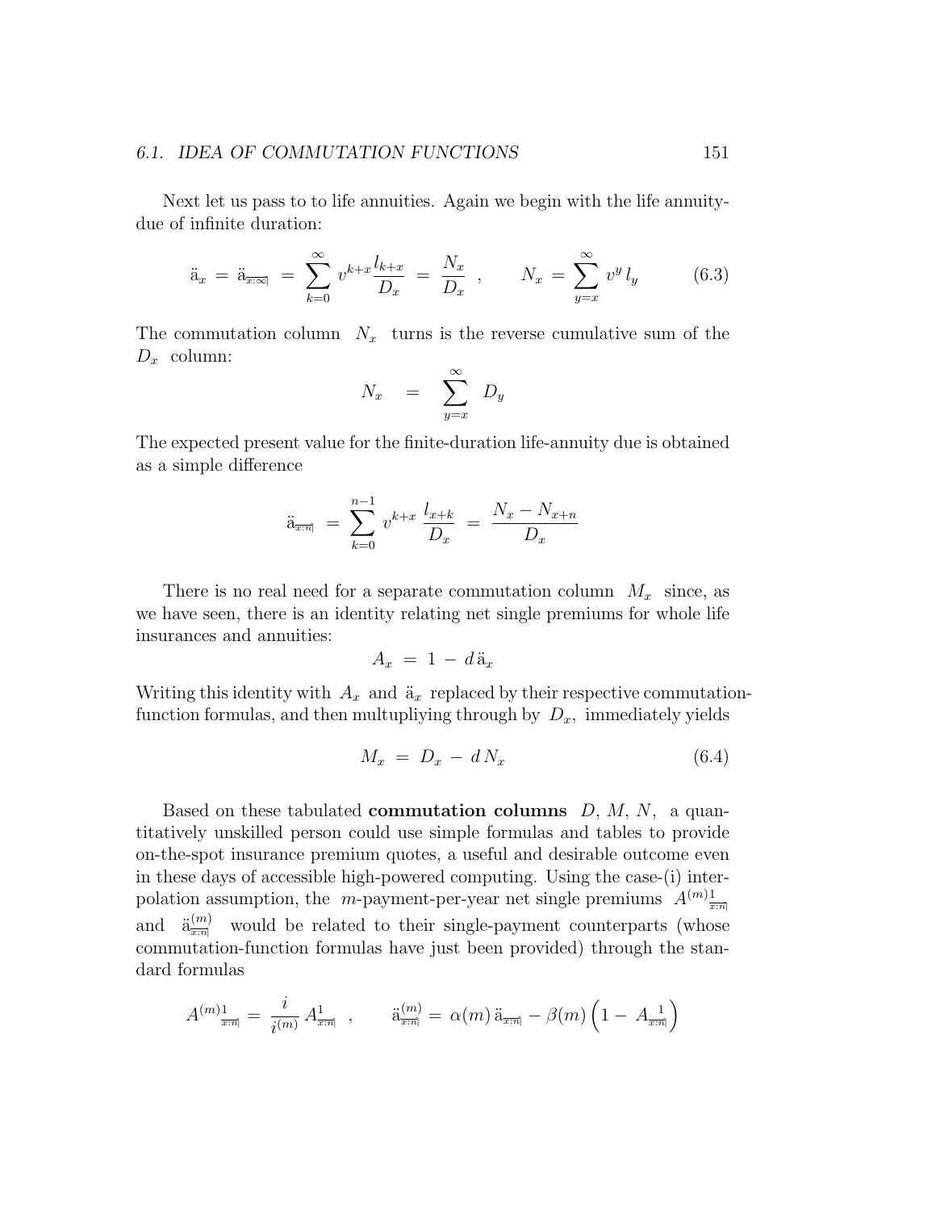Next let us pass to to life annuities. Again we begin with the life annuity-due of infinite duration:

$$\ddot{a}_x \;=\; \ddot{a}_{\overline{x:\infty|}} \;=\; \sum_{k=0}^{\infty} v^{k+x} \frac{l_{k+x}}{D_x} \;=\; \frac{N_x}{D_x} \quad , \qquad N_x \;=\; \sum_{y=x}^{\infty} v^y \, l_y \tag{6.3}$$

The commutation column $N_x$ turns is the reverse cumulative sum of the $D_x$ column:

$$N_x \quad = \quad \sum_{y=x}^{\infty} D_y$$

The expected present value for the finite-duration life-annuity due is obtained as a simple difference

$$\ddot{a}_{\overline{x:n|}} \;=\; \sum_{k=0}^{n-1} v^{k+x} \, \frac{l_{x+k}}{D_x} \;=\; \frac{N_x - N_{x+n}}{D_x}$$

There is no real need for a separate commutation column $M_x$ since, as we have seen, there is an identity relating net single premiums for whole life insurances and annuities:

$$A_x \;=\; 1 \,-\, d \, \ddot{a}_x$$

Writing this identity with $A_x$ and $\ddot{a}_x$ replaced by their respective commutation-function formulas, and then multupliying through by $D_x$, immediately yields

$$M_x \;=\; D_x \,-\, d \, N_x \tag{6.4}$$

Based on these tabulated **commutation columns** $D$, $M$, $N$, a quantitatively unskilled person could use simple formulas and tables to provide on-the-spot insurance premium quotes, a useful and desirable outcome even in these days of accessible high-powered computing. Using the case-(i) interpolation assumption, the $m$-payment-per-year net single premiums $A^{(m)1}_{\overline{x:n|}}$ and $\ddot{a}^{(m)}_{\overline{x:n|}}$ would be related to their single-payment counterparts (whose commutation-function formulas have just been provided) through the standard formulas

$$A^{(m)1}_{\overline{x:n|}} = \frac{i}{i^{(m)}} \, A^{1}_{\overline{x:n|}} \quad , \qquad \ddot{a}^{(m)}_{\overline{x:n|}} \;=\; \alpha(m) \, \ddot{a}_{\overline{x:n|}} \,-\, \beta(m) \left(1 - \, A_{\overline{x:n|}}^{\;\;1}\right)$$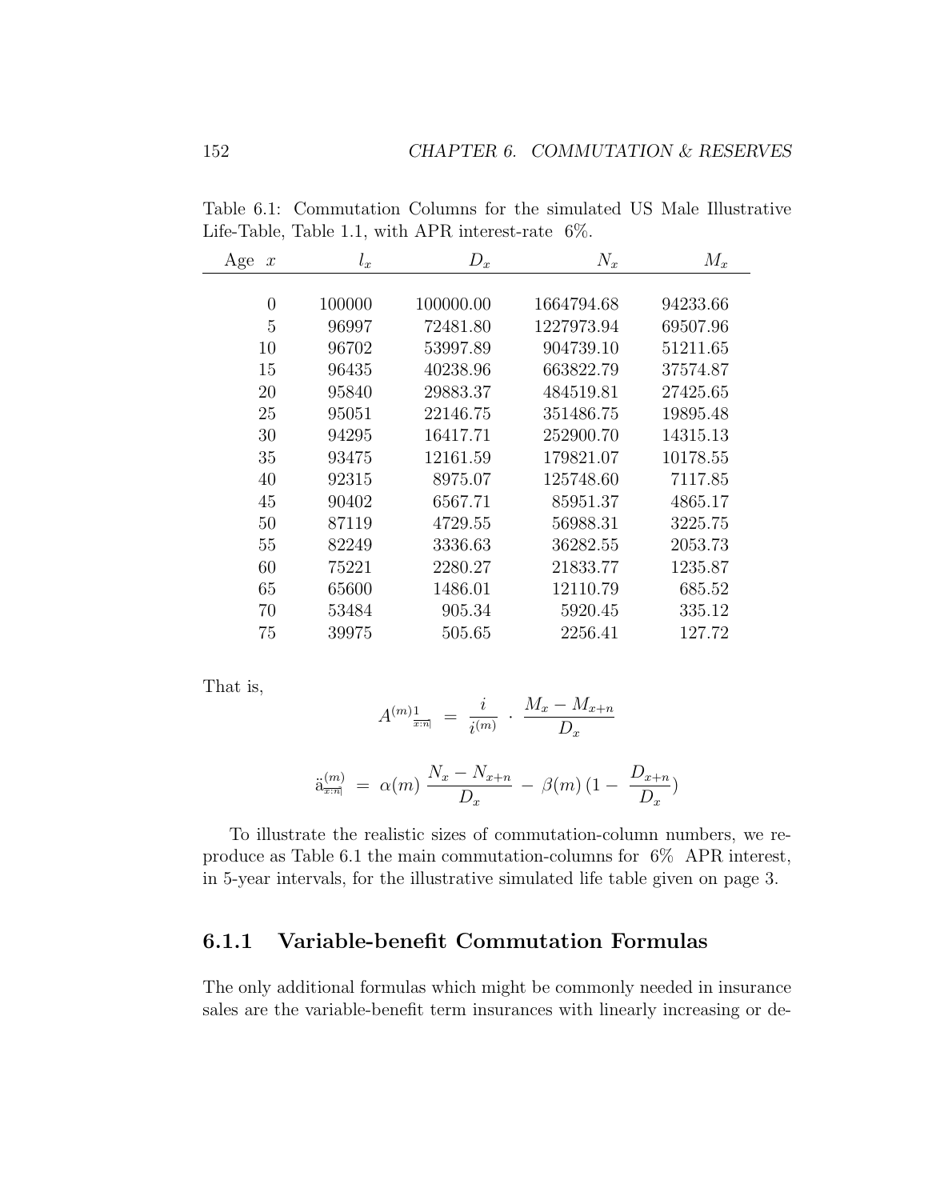Table 6.1: Commutation Columns for the simulated US Male Illustrative Life-Table, Table 1.1, with APR interest-rate 6%.

| Age $x$ | $l_x$ | $D_x$ | $N_x$ | $M_x$ |
|---|---|---|---|---|
| 0 | 100000 | 100000.00 | 1664794.68 | 94233.66 |
| 5 | 96997 | 72481.80 | 1227973.94 | 69507.96 |
| 10 | 96702 | 53997.89 | 904739.10 | 51211.65 |
| 15 | 96435 | 40238.96 | 663822.79 | 37574.87 |
| 20 | 95840 | 29883.37 | 484519.81 | 27425.65 |
| 25 | 95051 | 22146.75 | 351486.75 | 19895.48 |
| 30 | 94295 | 16417.71 | 252900.70 | 14315.13 |
| 35 | 93475 | 12161.59 | 179821.07 | 10178.55 |
| 40 | 92315 | 8975.07 | 125748.60 | 7117.85 |
| 45 | 90402 | 6567.71 | 85951.37 | 4865.17 |
| 50 | 87119 | 4729.55 | 56988.31 | 3225.75 |
| 55 | 82249 | 3336.63 | 36282.55 | 2053.73 |
| 60 | 75221 | 2280.27 | 21833.77 | 1235.87 |
| 65 | 65600 | 1486.01 | 12110.79 | 685.52 |
| 70 | 53484 | 905.34 | 5920.45 | 335.12 |
| 75 | 39975 | 505.65 | 2256.41 | 127.72 |

That is,

$$A^{(m)}{}^{1}_{x:\overline{n}|} \;=\; \frac{i}{i^{(m)}} \cdot \frac{M_x - M_{x+n}}{D_x}$$

$$\ddot{a}^{(m)}_{x:\overline{n}|} \;=\; \alpha(m)\,\frac{N_x - N_{x+n}}{D_x} \;-\; \beta(m)\,(1 - \frac{D_{x+n}}{D_x})$$

To illustrate the realistic sizes of commutation-column numbers, we reproduce as Table 6.1 the main commutation-columns for 6% APR interest, in 5-year intervals, for the illustrative simulated life table given on page 3.

### 6.1.1 Variable-benefit Commutation Formulas

The only additional formulas which might be commonly needed in insurance sales are the variable-benefit term insurances with linearly increasing or de-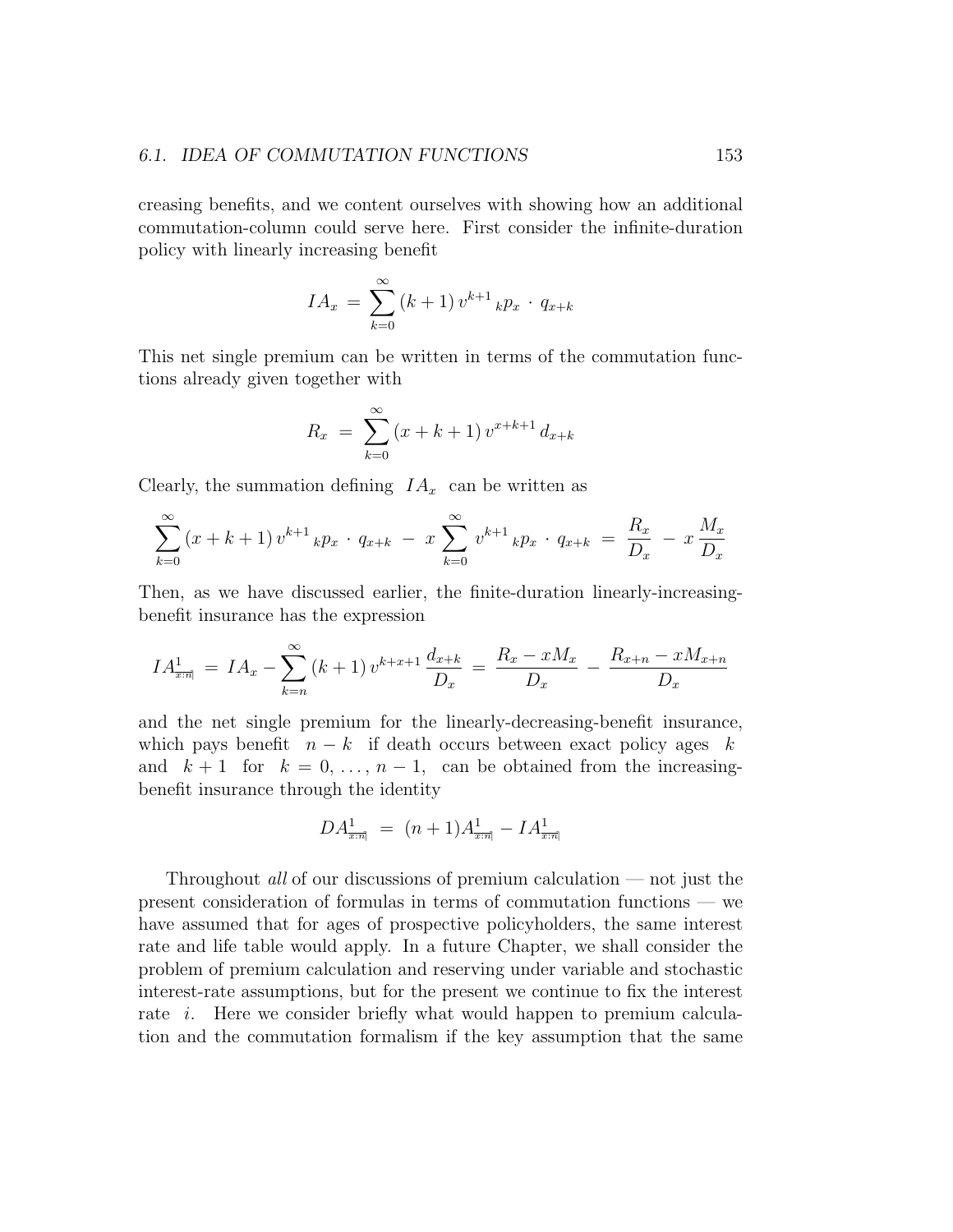creasing benefits, and we content ourselves with showing how an additional commutation-column could serve here. First consider the infinite-duration policy with linearly increasing benefit

$$IA_x \;=\; \sum_{k=0}^{\infty} (k+1)\, v^{k+1}\, {}_kp_x \;\cdot\; q_{x+k}$$

This net single premium can be written in terms of the commutation functions already given together with

$$R_x \;=\; \sum_{k=0}^{\infty} (x+k+1)\, v^{x+k+1}\, d_{x+k}$$

Clearly, the summation defining $IA_x$ can be written as

$$\sum_{k=0}^{\infty} (x+k+1)\, v^{k+1}\, {}_kp_x \;\cdot\; q_{x+k} \;-\; x \sum_{k=0}^{\infty} v^{k+1}\, {}_kp_x \;\cdot\; q_{x+k} \;=\; \frac{R_x}{D_x} \;-\; x\, \frac{M_x}{D_x}$$

Then, as we have discussed earlier, the finite-duration linearly-increasing-benefit insurance has the expression

$$IA^{1}_{x:\overline{n}|} \;=\; IA_x - \sum_{k=n}^{\infty} (k+1)\, v^{k+x+1}\, \frac{d_{x+k}}{D_x} \;=\; \frac{R_x - xM_x}{D_x} \;-\; \frac{R_{x+n} - xM_{x+n}}{D_x}$$

and the net single premium for the linearly-decreasing-benefit insurance, which pays benefit $n-k$ if death occurs between exact policy ages $k$ and $k+1$ for $k = 0, \ldots, n-1$, can be obtained from the increasing-benefit insurance through the identity

$$DA^{1}_{x:\overline{n}|} \;=\; (n+1)A^{1}_{x:\overline{n}|} - IA^{1}_{x:\overline{n}|}$$

Throughout *all* of our discussions of premium calculation — not just the present consideration of formulas in terms of commutation functions — we have assumed that for ages of prospective policyholders, the same interest rate and life table would apply. In a future Chapter, we shall consider the problem of premium calculation and reserving under variable and stochastic interest-rate assumptions, but for the present we continue to fix the interest rate $i$. Here we consider briefly what would happen to premium calculation and the commutation formalism if the key assumption that the same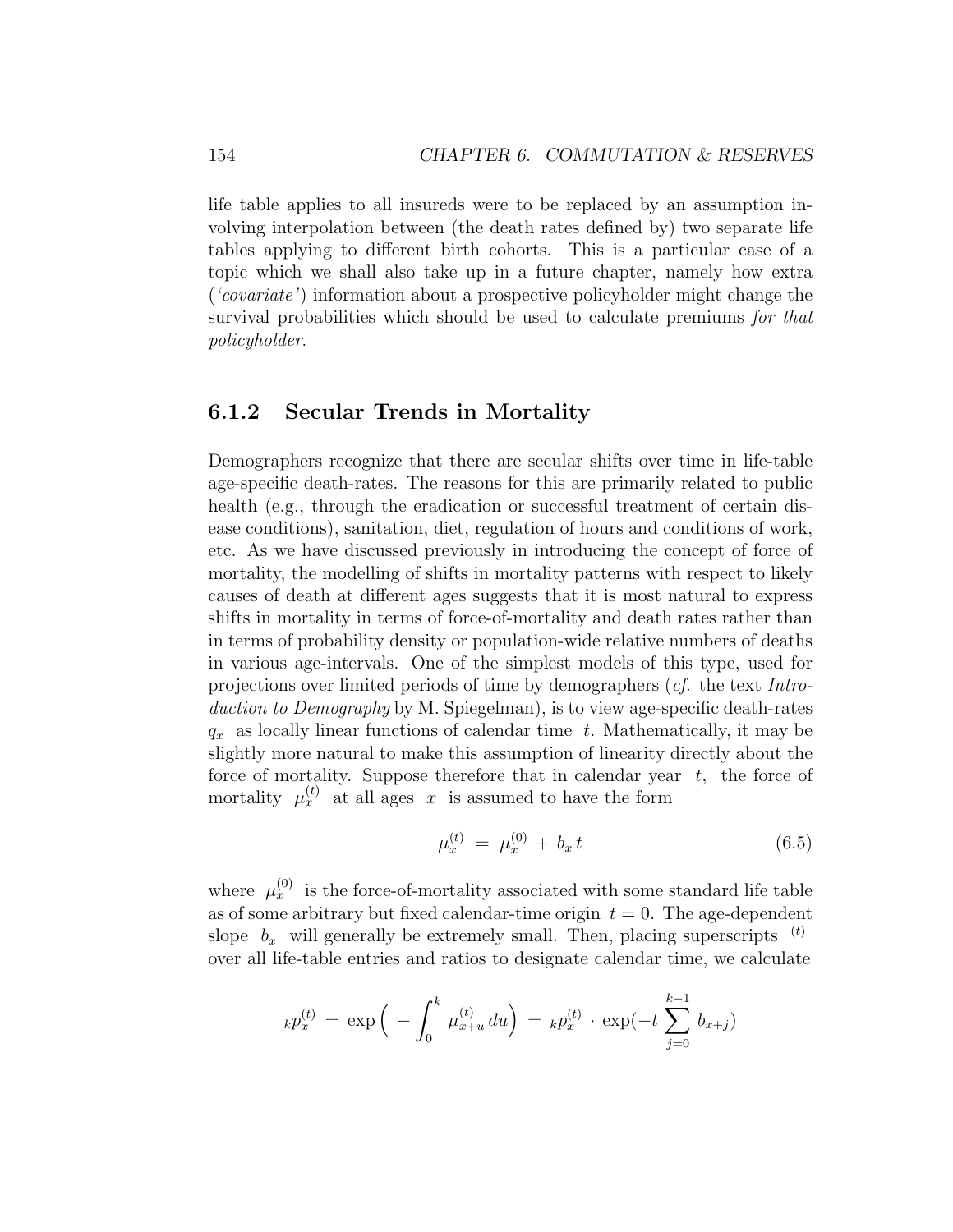life table applies to all insureds were to be replaced by an assumption involving interpolation between (the death rates defined by) two separate life tables applying to different birth cohorts. This is a particular case of a topic which we shall also take up in a future chapter, namely how extra (*'covariate'*) information about a prospective policyholder might change the survival probabilities which should be used to calculate premiums *for that policyholder*.

### 6.1.2 Secular Trends in Mortality

Demographers recognize that there are secular shifts over time in life-table age-specific death-rates. The reasons for this are primarily related to public health (e.g., through the eradication or successful treatment of certain disease conditions), sanitation, diet, regulation of hours and conditions of work, etc. As we have discussed previously in introducing the concept of force of mortality, the modelling of shifts in mortality patterns with respect to likely causes of death at different ages suggests that it is most natural to express shifts in mortality in terms of force-of-mortality and death rates rather than in terms of probability density or population-wide relative numbers of deaths in various age-intervals. One of the simplest models of this type, used for projections over limited periods of time by demographers (*cf.* the text *Introduction to Demography* by M. Spiegelman), is to view age-specific death-rates $q_x$ as locally linear functions of calendar time $t$. Mathematically, it may be slightly more natural to make this assumption of linearity directly about the force of mortality. Suppose therefore that in calendar year $t$, the force of mortality $\mu_x^{(t)}$ at all ages $x$ is assumed to have the form

$$\mu_x^{(t)} \;=\; \mu_x^{(0)} \;+\; b_x\, t \tag{6.5}$$

where $\mu_x^{(0)}$ is the force-of-mortality associated with some standard life table as of some arbitrary but fixed calendar-time origin $t = 0$. The age-dependent slope $b_x$ will generally be extremely small. Then, placing superscripts $^{(t)}$ over all life-table entries and ratios to designate calendar time, we calculate

$${}_kp_x^{(t)} \;=\; \exp\Big( \,-\int_0^k \,\mu_{x+u}^{(t)}\,du\Big) \;=\; {}_kp_x^{(t)} \,\cdot\, \exp(-t\,\sum_{j=0}^{k-1}\, b_{x+j})$$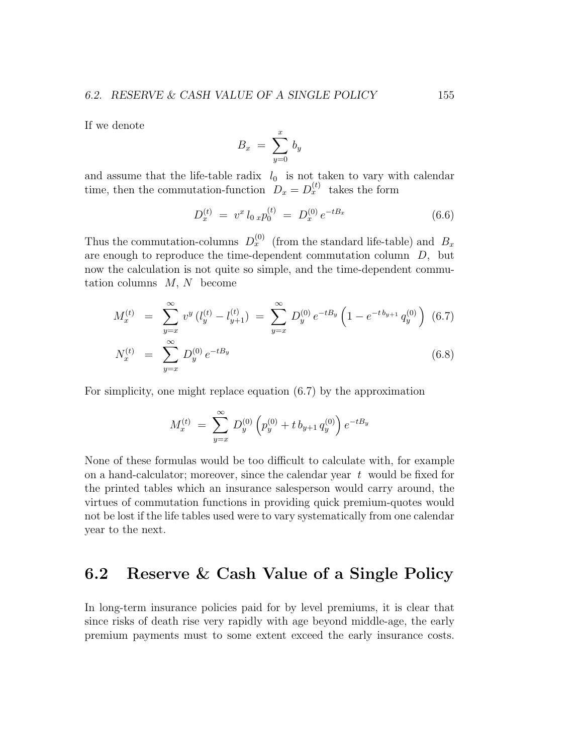If we denote

$$B_x \;=\; \sum_{y=0}^{x} b_y$$

and assume that the life-table radix $l_0$ is not taken to vary with calendar time, then the commutation-function $D_x = D_x^{(t)}$ takes the form

$$D_x^{(t)} \;=\; v^x \, l_0 \, {}_x p_0^{(t)} \;=\; D_x^{(0)} \, e^{-tB_x} \tag{6.6}$$

Thus the commutation-columns $D_x^{(0)}$ (from the standard life-table) and $B_x$ are enough to reproduce the time-dependent commutation column $D$, but now the calculation is not quite so simple, and the time-dependent commutation columns $M$, $N$ become

$$M_x^{(t)} \;=\; \sum_{y=x}^{\infty} v^y \, (l_y^{(t)} - l_{y+1}^{(t)}) \;=\; \sum_{y=x}^{\infty} D_y^{(0)} \, e^{-tB_y} \left(1 - e^{-t\, b_{y+1}} \, q_y^{(0)}\right) \tag{6.7}$$

$$N_x^{(t)} \;=\; \sum_{y=x}^{\infty} D_y^{(0)} \, e^{-tB_y} \tag{6.8}$$

For simplicity, one might replace equation (6.7) by the approximation

$$M_x^{(t)} \;=\; \sum_{y=x}^{\infty} D_y^{(0)} \left(p_y^{(0)} + t\, b_{y+1} \, q_y^{(0)}\right) e^{-tB_y}$$

None of these formulas would be too difficult to calculate with, for example on a hand-calculator; moreover, since the calendar year $t$ would be fixed for the printed tables which an insurance salesperson would carry around, the virtues of commutation functions in providing quick premium-quotes would not be lost if the life tables used were to vary systematically from one calendar year to the next.

## 6.2 Reserve & Cash Value of a Single Policy

In long-term insurance policies paid for by level premiums, it is clear that since risks of death rise very rapidly with age beyond middle-age, the early premium payments must to some extent exceed the early insurance costs.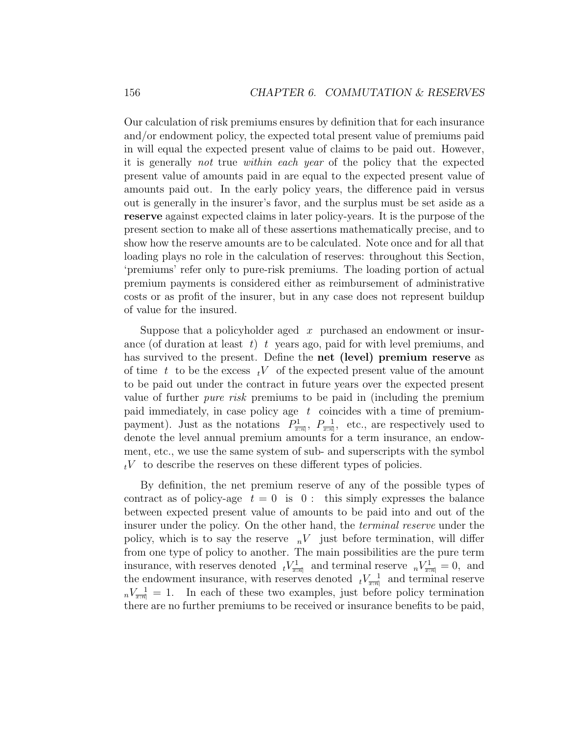Our calculation of risk premiums ensures by definition that for each insurance and/or endowment policy, the expected total present value of premiums paid in will equal the expected present value of claims to be paid out. However, it is generally *not* true *within each year* of the policy that the expected present value of amounts paid in are equal to the expected present value of amounts paid out. In the early policy years, the difference paid in versus out is generally in the insurer's favor, and the surplus must be set aside as a **reserve** against expected claims in later policy-years. It is the purpose of the present section to make all of these assertions mathematically precise, and to show how the reserve amounts are to be calculated. Note once and for all that loading plays no role in the calculation of reserves: throughout this Section, 'premiums' refer only to pure-risk premiums. The loading portion of actual premium payments is considered either as reimbursement of administrative costs or as profit of the insurer, but in any case does not represent buildup of value for the insured.

Suppose that a policyholder aged $x$ purchased an endowment or insurance (of duration at least $t$) $t$ years ago, paid for with level premiums, and has survived to the present. Define the **net (level) premium reserve** as of time $t$ to be the excess ${}_tV$ of the expected present value of the amount to be paid out under the contract in future years over the expected present value of further *pure risk* premiums to be paid in (including the premium paid immediately, in case policy age $t$ coincides with a time of premium-payment). Just as the notations $P^1_{x:\overline{n}|}$, $P_{x:\overline{n}|}^{\;\;1}$, etc., are respectively used to denote the level annual premium amounts for a term insurance, an endowment, etc., we use the same system of sub- and superscripts with the symbol ${}_tV$ to describe the reserves on these different types of policies.

By definition, the net premium reserve of any of the possible types of contract as of policy-age $t = 0$ is $0$ : this simply expresses the balance between expected present value of amounts to be paid into and out of the insurer under the policy. On the other hand, the *terminal reserve* under the policy, which is to say the reserve ${}_nV$ just before termination, will differ from one type of policy to another. The main possibilities are the pure term insurance, with reserves denoted ${}_tV^1_{\overline{x:n}|}$ and terminal reserve ${}_nV^1_{\overline{x:n}|} = 0$, and the endowment insurance, with reserves denoted ${}_tV_{\overline{x:n}|}^{\;\;1}$ and terminal reserve ${}_nV_{\overline{x:n}|}^{\;\;1} = 1$. In each of these two examples, just before policy termination there are no further premiums to be received or insurance benefits to be paid,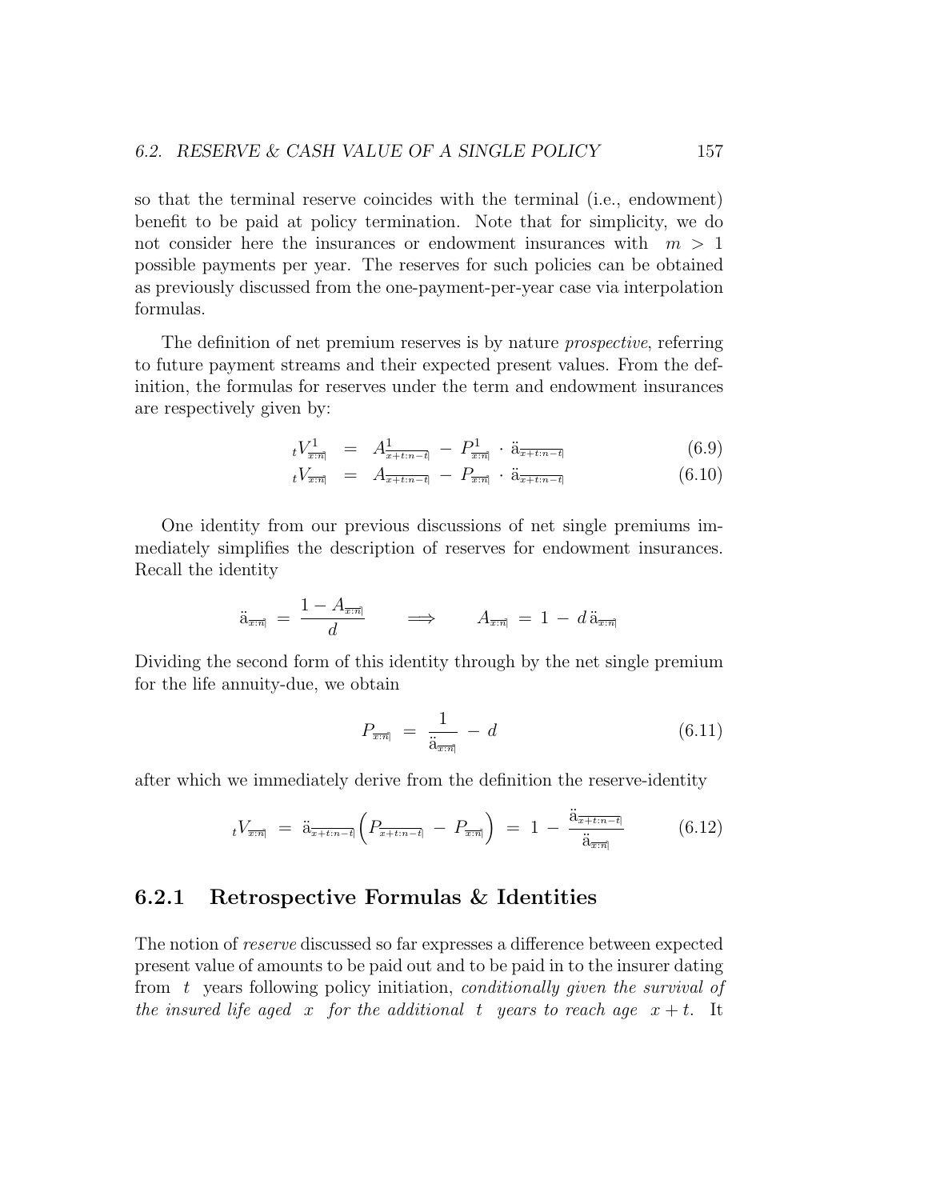so that the terminal reserve coincides with the terminal (i.e., endowment) benefit to be paid at policy termination. Note that for simplicity, we do not consider here the insurances or endowment insurances with $m > 1$ possible payments per year. The reserves for such policies can be obtained as previously discussed from the one-payment-per-year case via interpolation formulas.

The definition of net premium reserves is by nature *prospective*, referring to future payment streams and their expected present values. From the definition, the formulas for reserves under the term and endowment insurances are respectively given by:

$$
{}_tV^1_{x:\overline{n}|} \;=\; A^1_{x+t:\overline{n-t}|} \;-\; P^1_{x:\overline{n}|} \cdot \ddot{a}_{x+t:\overline{n-t}|} \tag{6.9}
$$

$$
{}_tV_{x:\overline{n}|} \;=\; A_{x+t:\overline{n-t}|} \;-\; P_{x:\overline{n}|} \cdot \ddot{a}_{x+t:\overline{n-t}|} \tag{6.10}
$$

One identity from our previous discussions of net single premiums immediately simplifies the description of reserves for endowment insurances. Recall the identity

$$
\ddot{a}_{x:\overline{n}|} \;=\; \frac{1 - A_{x:\overline{n}|}}{d} \qquad \Longrightarrow \qquad A_{x:\overline{n}|} \;=\; 1 \;-\; d\,\ddot{a}_{x:\overline{n}|}
$$

Dividing the second form of this identity through by the net single premium for the life annuity-due, we obtain

$$
P_{x:\overline{n}|} \;=\; \frac{1}{\ddot{a}_{x:\overline{n}|}} \;-\; d \tag{6.11}
$$

after which we immediately derive from the definition the reserve-identity

$$
{}_tV_{x:\overline{n}|} \;=\; \ddot{a}_{x+t:\overline{n-t}|}\Big(P_{x+t:\overline{n-t}|} \;-\; P_{x:\overline{n}|}\Big) \;=\; 1 \;-\; \frac{\ddot{a}_{x+t:\overline{n-t}|}}{\ddot{a}_{x:\overline{n}|}} \tag{6.12}
$$

### 6.2.1 Retrospective Formulas & Identities

The notion of *reserve* discussed so far expresses a difference between expected present value of amounts to be paid out and to be paid in to the insurer dating from $t$ years following policy initiation, *conditionally given the survival of the insured life aged $x$ for the additional $t$ years to reach age $x + t$.* It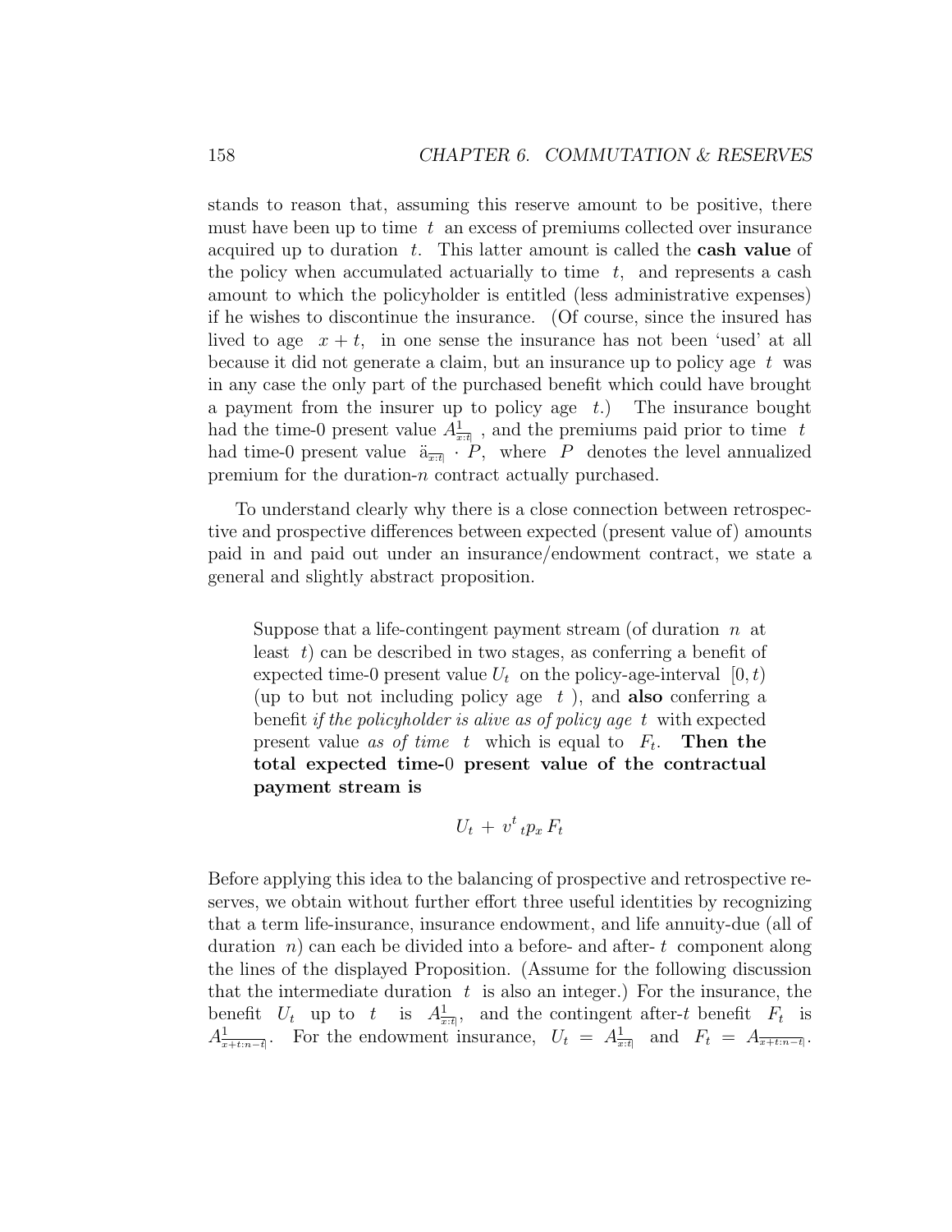stands to reason that, assuming this reserve amount to be positive, there must have been up to time $t$ an excess of premiums collected over insurance acquired up to duration $t$. This latter amount is called the **cash value** of the policy when accumulated actuarially to time $t$, and represents a cash amount to which the policyholder is entitled (less administrative expenses) if he wishes to discontinue the insurance. (Of course, since the insured has lived to age $x+t$, in one sense the insurance has not been 'used' at all because it did not generate a claim, but an insurance up to policy age $t$ was in any case the only part of the purchased benefit which could have brought a payment from the insurer up to policy age $t$.) The insurance bought had the time-0 present value $A^1_{x:\overline{t}|}$, and the premiums paid prior to time $t$ had time-0 present value $\ddot{a}_{x:\overline{t}|} \cdot P$, where $P$ denotes the level annualized premium for the duration-$n$ contract actually purchased.

To understand clearly why there is a close connection between retrospective and prospective differences between expected (present value of) amounts paid in and paid out under an insurance/endowment contract, we state a general and slightly abstract proposition.

> Suppose that a life-contingent payment stream (of duration $n$ at least $t$) can be described in two stages, as conferring a benefit of expected time-0 present value $U_t$ on the policy-age-interval $[0,t)$ (up to but not including policy age $t$ ), and **also** conferring a benefit *if the policyholder is alive as of policy age* $t$ with expected present value *as of time* $t$ which is equal to $F_t$. **Then the total expected time-0 present value of the contractual payment stream is**
>
> $$U_t \,+\, v^t \, {}_tp_x \, F_t$$

Before applying this idea to the balancing of prospective and retrospective reserves, we obtain without further effort three useful identities by recognizing that a term life-insurance, insurance endowment, and life annuity-due (all of duration $n$) can each be divided into a before- and after- $t$ component along the lines of the displayed Proposition. (Assume for the following discussion that the intermediate duration $t$ is also an integer.) For the insurance, the benefit $U_t$ up to $t$ is $A^1_{x:\overline{t}|}$, and the contingent after-$t$ benefit $F_t$ is $A^1_{x+t:\overline{n-t}|}$. For the endowment insurance, $U_t = A^1_{x:\overline{t}|}$ and $F_t = A_{x+t:\overline{n-t}|}$.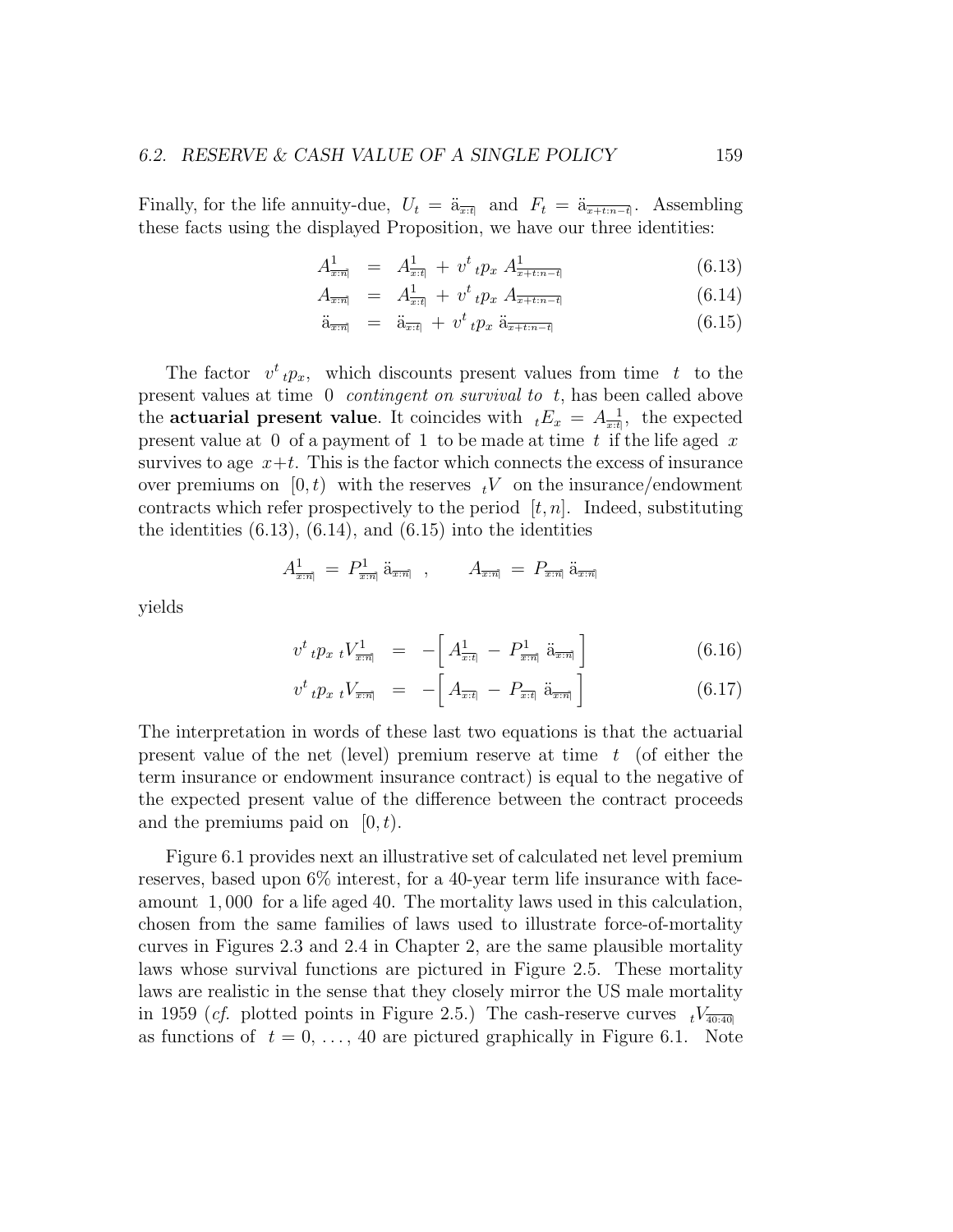Finally, for the life annuity-due, $U_t = \ddot{a}_{\overline{x:t}|}$ and $F_t = \ddot{a}_{\overline{x+t:n-t}|}$. Assembling these facts using the displayed Proposition, we have our three identities:

$$A^{1}_{\overline{x:n}|} \;=\; A^{1}_{\overline{x:t}|} \;+\; v^t \, {}_tp_x \, A^{1}_{\overline{x+t:n-t}|} \tag{6.13}$$

$$A_{\overline{x:n}|} \;=\; A^{1}_{\overline{x:t}|} \;+\; v^t \, {}_tp_x \, A_{\overline{x+t:n-t}|} \tag{6.14}$$

$$\ddot{a}_{\overline{x:n}|} \;=\; \ddot{a}_{\overline{x:t}|} \;+\; v^t \, {}_tp_x \, \ddot{a}_{\overline{x+t:n-t}|} \tag{6.15}$$

The factor $v^t \, {}_tp_x$, which discounts present values from time $t$ to the present values at time $0$ *contingent on survival to* $t$, has been called above the **actuarial present value**. It coincides with ${}_tE_x = A_{\overline{x:t}|}^{\;\;\;1}$, the expected present value at $0$ of a payment of $1$ to be made at time $t$ if the life aged $x$ survives to age $x+t$. This is the factor which connects the excess of insurance over premiums on $[0,t)$ with the reserves ${}_tV$ on the insurance/endowment contracts which refer prospectively to the period $[t,n]$. Indeed, substituting the identities (6.13), (6.14), and (6.15) into the identities

$$A^{1}_{\overline{x:n}|} \;=\; P^{1}_{\overline{x:n}|} \, \ddot{a}_{\overline{x:n}|} \quad , \qquad A_{\overline{x:n}|} \;=\; P_{\overline{x:n}|} \, \ddot{a}_{\overline{x:n}|}$$

yields

$$v^t \, {}_tp_x \; {}_tV^{1}_{\overline{x:n}|} \;=\; -\Big[\, A^{1}_{\overline{x:t}|} \;-\; P^{1}_{\overline{x:n}|} \; \ddot{a}_{\overline{x:n}|} \,\Big] \tag{6.16}$$

$$v^t \, {}_tp_x \; {}_tV_{\overline{x:n}|} \;=\; -\Big[\, A_{\overline{x:t}|} \;-\; P_{\overline{x:t}|} \; \ddot{a}_{\overline{x:n}|} \,\Big] \tag{6.17}$$

The interpretation in words of these last two equations is that the actuarial present value of the net (level) premium reserve at time $t$ (of either the term insurance or endowment insurance contract) is equal to the negative of the expected present value of the difference between the contract proceeds and the premiums paid on $[0,t)$.

Figure 6.1 provides next an illustrative set of calculated net level premium reserves, based upon 6% interest, for a 40-year term life insurance with face-amount $1,000$ for a life aged 40. The mortality laws used in this calculation, chosen from the same families of laws used to illustrate force-of-mortality curves in Figures 2.3 and 2.4 in Chapter 2, are the same plausible mortality laws whose survival functions are pictured in Figure 2.5. These mortality laws are realistic in the sense that they closely mirror the US male mortality in 1959 (*cf.* plotted points in Figure 2.5.) The cash-reserve curves ${}_tV_{\overline{40:40}|}$ as functions of $t = 0, \ldots, 40$ are pictured graphically in Figure 6.1. Note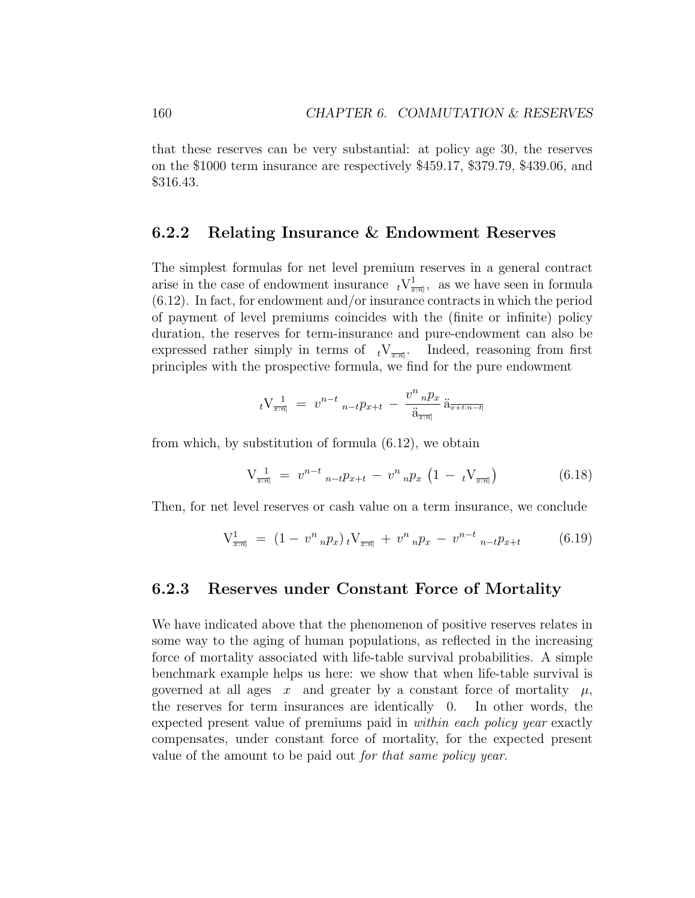that these reserves can be very substantial: at policy age 30, the reserves on the $1000 term insurance are respectively $459.17, $379.79, $439.06, and $316.43.

### 6.2.2 Relating Insurance & Endowment Reserves

The simplest formulas for net level premium reserves in a general contract arise in the case of endowment insurance ${}_t\mathrm{V}^1_{\overline{x:n|}}$, as we have seen in formula (6.12). In fact, for endowment and/or insurance contracts in which the period of payment of level premiums coincides with the (finite or infinite) policy duration, the reserves for term-insurance and pure-endowment can also be expressed rather simply in terms of ${}_t\mathrm{V}_{\overline{x:n|}}$. Indeed, reasoning from first principles with the prospective formula, we find for the pure endowment

$$
{}_t\mathrm{V}_{x:\overset{\;1}{\overline{n|}}} \;=\; v^{n-t}\;{}_{n-t}p_{x+t} \;-\; \frac{v^n\,{}_np_x}{\ddot{\mathrm{a}}_{\overline{x:n|}}}\,\ddot{\mathrm{a}}_{\overline{x+t:n-t|}}
$$

from which, by substitution of formula (6.12), we obtain

$$
\mathrm{V}_{x:\overset{\;1}{\overline{n|}}} \;=\; v^{n-t}\;{}_{n-t}p_{x+t} \;-\; v^n\,{}_np_x\,\left(1 \;-\; {}_t\mathrm{V}_{\overline{x:n|}}\right) \tag{6.18}
$$

Then, for net level reserves or cash value on a term insurance, we conclude

$$
\mathrm{V}^1_{\overline{x:n|}} \;=\; (1 -\; v^n\,{}_np_x)\,{}_t\mathrm{V}_{\overline{x:n|}} \;+\; v^n\,{}_np_x \;-\; v^{n-t}\;{}_{n-t}p_{x+t} \tag{6.19}
$$

### 6.2.3 Reserves under Constant Force of Mortality

We have indicated above that the phenomenon of positive reserves relates in some way to the aging of human populations, as reflected in the increasing force of mortality associated with life-table survival probabilities. A simple benchmark example helps us here: we show that when life-table survival is governed at all ages $x$ and greater by a constant force of mortality $\mu$, the reserves for term insurances are identically $0$. In other words, the expected present value of premiums paid in *within each policy year* exactly compensates, under constant force of mortality, for the expected present value of the amount to be paid out *for that same policy year*.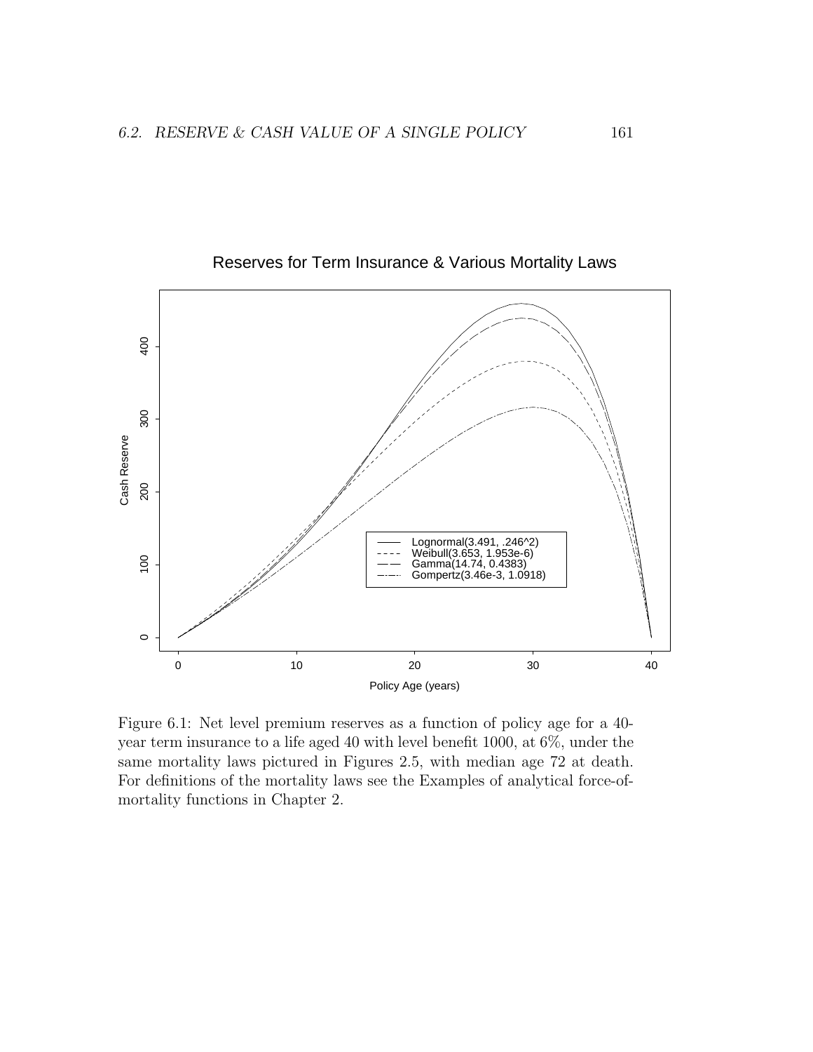Figure 6.1: Net level premium reserves as a function of policy age for a 40-year term insurance to a life aged 40 with level benefit 1000, at 6%, under the same mortality laws pictured in Figures 2.5, with median age 72 at death. For definitions of the mortality laws see the Examples of analytical force-of-mortality functions in Chapter 2.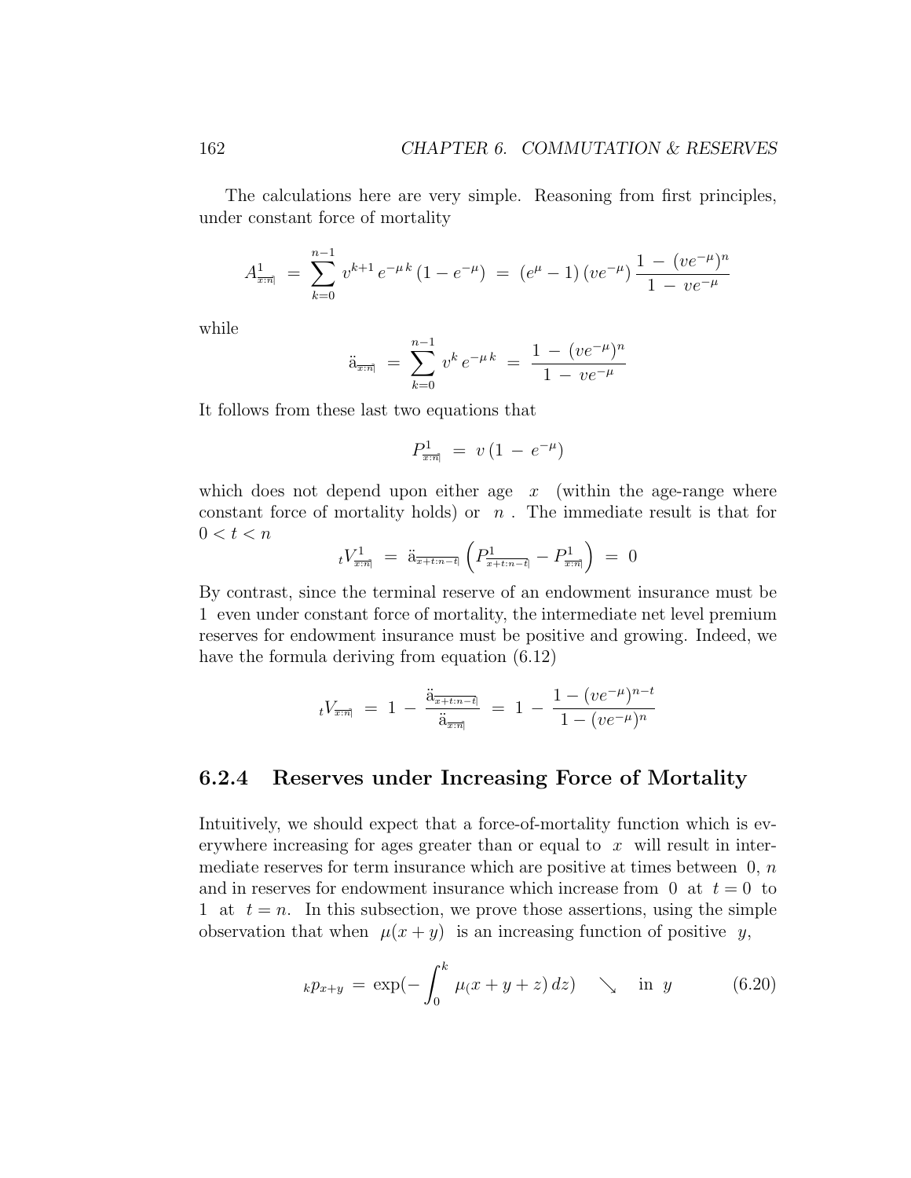The calculations here are very simple. Reasoning from first principles, under constant force of mortality

$$A^{1}_{x:\overline{n}|} \;=\; \sum_{k=0}^{n-1} v^{k+1}\, e^{-\mu\, k}\, (1 - e^{-\mu}) \;=\; (e^{\mu} - 1)\, (ve^{-\mu})\, \frac{1 \,-\, (ve^{-\mu})^n}{1 \,-\, ve^{-\mu}}$$

while

$$\ddot{a}_{\overline{x:n}|} \;=\; \sum_{k=0}^{n-1} v^k\, e^{-\mu\, k} \;=\; \frac{1 \,-\, (ve^{-\mu})^n}{1 \,-\, ve^{-\mu}}$$

It follows from these last two equations that

$$P^{1}_{\overline{x:n}|} \;=\; v\, (1 \,-\, e^{-\mu})$$

which does not depend upon either age $x$ (within the age-range where constant force of mortality holds) or $n$. The immediate result is that for $0 < t < n$

$${}_tV^{1}_{\overline{x:n}|} \;=\; \ddot{a}_{\overline{x+t:n-t}|} \left( P^{1}_{\overline{x+t:n-t}|} - P^{1}_{\overline{x:n}|} \right) \;=\; 0$$

By contrast, since the terminal reserve of an endowment insurance must be 1 even under constant force of mortality, the intermediate net level premium reserves for endowment insurance must be positive and growing. Indeed, we have the formula deriving from equation (6.12)

$${}_tV_{\overline{x:n}|} \;=\; 1 \,-\, \frac{\ddot{a}_{\overline{x+t:n-t}|}}{\ddot{a}_{\overline{x:n}|}} \;=\; 1 \,-\, \frac{1 - (ve^{-\mu})^{n-t}}{1 - (ve^{-\mu})^n}$$

### 6.2.4 Reserves under Increasing Force of Mortality

Intuitively, we should expect that a force-of-mortality function which is everywhere increasing for ages greater than or equal to $x$ will result in intermediate reserves for term insurance which are positive at times between $0, n$ and in reserves for endowment insurance which increase from $0$ at $t = 0$ to $1$ at $t = n$. In this subsection, we prove those assertions, using the simple observation that when $\mu(x + y)$ is an increasing function of positive $y$,

$${}_kp_{x+y} \;=\; \exp(- \int_0^k \mu(x + y + z)\, dz) \quad \searrow \quad \text{in } y \qquad (6.20)$$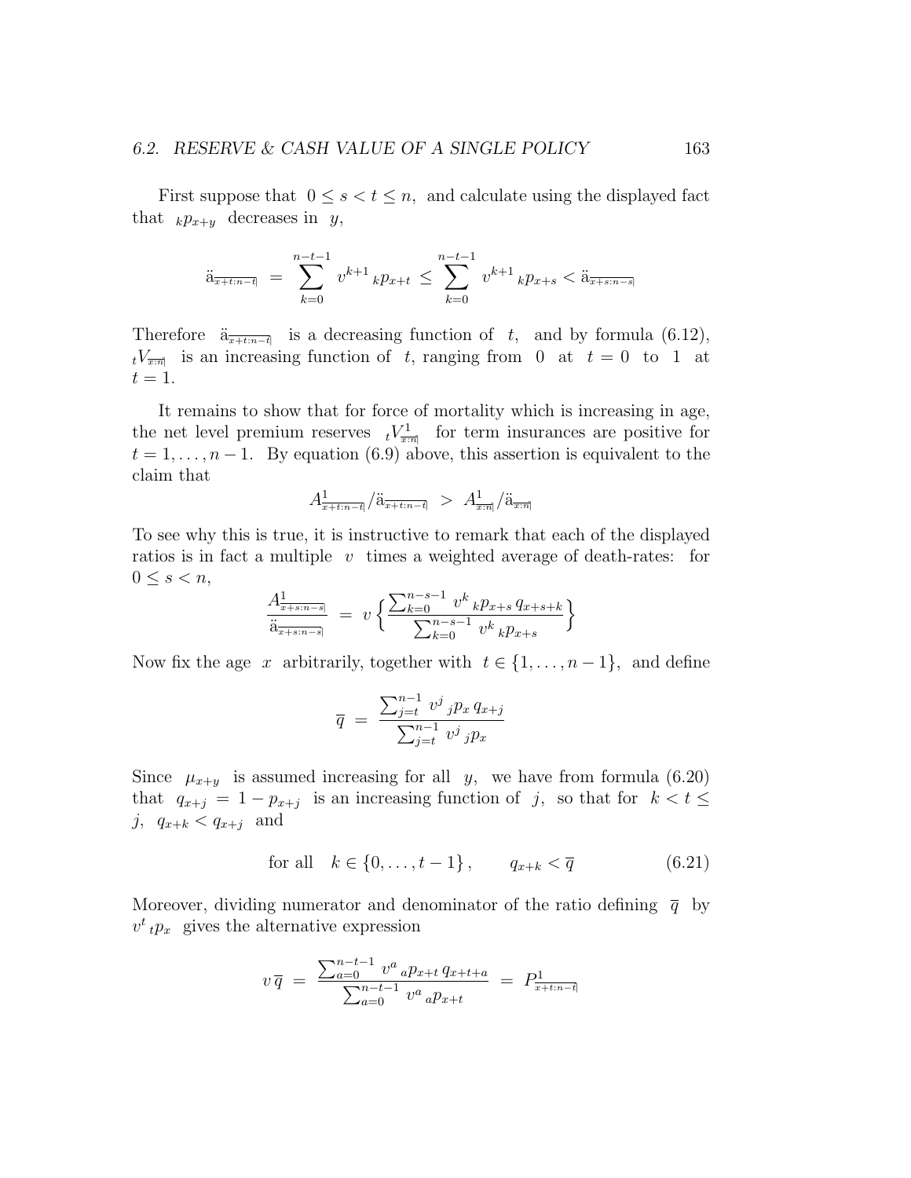First suppose that $0 \leq s < t \leq n$, and calculate using the displayed fact that ${}_kp_{x+y}$ decreases in $y$,

$$\ddot{a}_{\overline{x+t:n-t|}} \;=\; \sum_{k=0}^{n-t-1} v^{k+1}\, {}_kp_{x+t} \;\leq\; \sum_{k=0}^{n-t-1} v^{k+1}\, {}_kp_{x+s} < \ddot{a}_{\overline{x+s:n-s|}}$$

Therefore $\ddot{a}_{\overline{x+t:n-t|}}$ is a decreasing function of $t$, and by formula (6.12), ${}_tV_{\overline{x:n|}}$ is an increasing function of $t$, ranging from $0$ at $t = 0$ to $1$ at $t = 1$.

It remains to show that for force of mortality which is increasing in age, the net level premium reserves ${}_tV^1_{\overline{x:n|}}$ for term insurances are positive for $t = 1, \ldots, n-1$. By equation (6.9) above, this assertion is equivalent to the claim that

$$A^1_{\overline{x+t:n-t|}}/\ddot{a}_{\overline{x+t:n-t|}} \;>\; A^1_{\overline{x:n|}}/\ddot{a}_{\overline{x:n|}}$$

To see why this is true, it is instructive to remark that each of the displayed ratios is in fact a multiple $v$ times a weighted average of death-rates: for $0 \leq s < n$,

$$\frac{A^1_{\overline{x+s:n-s|}}}{\ddot{a}_{\overline{x+s:n-s|}}} \;=\; v\left\{\frac{\sum_{k=0}^{n-s-1} v^k\, {}_kp_{x+s}\, q_{x+s+k}}{\sum_{k=0}^{n-s-1} v^k\, {}_kp_{x+s}}\right\}$$

Now fix the age $x$ arbitrarily, together with $t \in \{1, \ldots, n-1\}$, and define

$$\overline{q} \;=\; \frac{\sum_{j=t}^{n-1} v^j\, {}_jp_x\, q_{x+j}}{\sum_{j=t}^{n-1} v^j\, {}_jp_x}$$

Since $\mu_{x+y}$ is assumed increasing for all $y$, we have from formula (6.20) that $q_{x+j} = 1 - p_{x+j}$ is an increasing function of $j$, so that for $k < t \leq j$, $q_{x+k} < q_{x+j}$ and

$$\text{for all} \quad k \in \{0, \ldots, t-1\}\,, \qquad q_{x+k} < \overline{q} \tag{6.21}$$

Moreover, dividing numerator and denominator of the ratio defining $\overline{q}$ by $v^t\, {}_tp_x$ gives the alternative expression

$$v\,\overline{q} \;=\; \frac{\sum_{a=0}^{n-t-1} v^a\, {}_ap_{x+t}\, q_{x+t+a}}{\sum_{a=0}^{n-t-1} v^a\, {}_ap_{x+t}} \;=\; P^1_{\overline{x+t:n-t|}}$$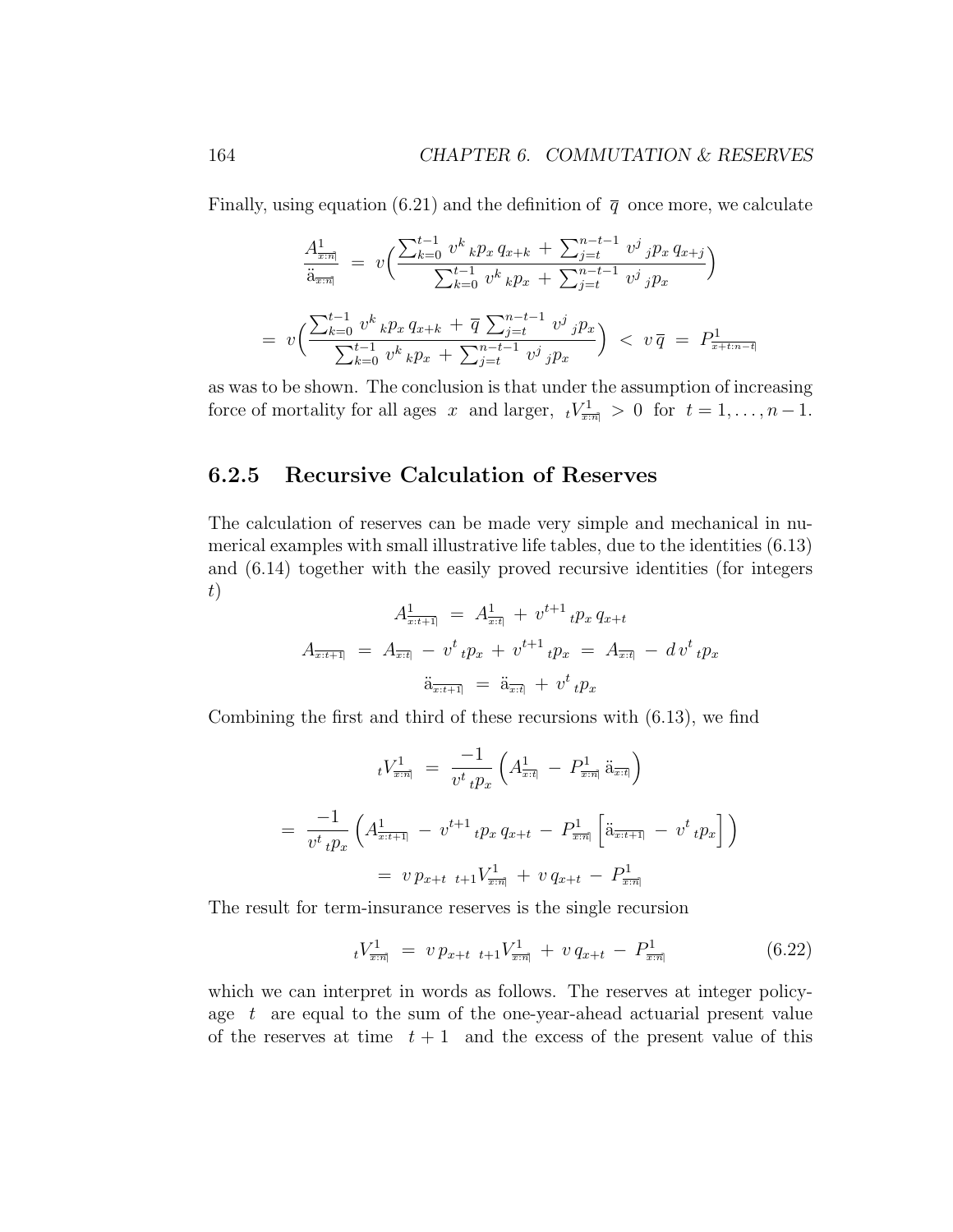Finally, using equation (6.21) and the definition of $\overline{q}$ once more, we calculate

$$\frac{A^1_{x:\overline{n}|}}{\ddot{a}_{x:\overline{n}|}} \;=\; v\Big(\frac{\sum_{k=0}^{t-1} v^k \,{}_kp_x \, q_{x+k} \;+\; \sum_{j=t}^{n-t-1} v^j \,{}_jp_x \, q_{x+j}}{\sum_{k=0}^{t-1} v^k \,{}_kp_x \;+\; \sum_{j=t}^{n-t-1} v^j \,{}_jp_x}\Big)$$

$$=\; v\Big(\frac{\sum_{k=0}^{t-1} v^k \,{}_kp_x \, q_{x+k} \;+\; \overline{q}\, \sum_{j=t}^{n-t-1} v^j \,{}_jp_x}{\sum_{k=0}^{t-1} v^k \,{}_kp_x \;+\; \sum_{j=t}^{n-t-1} v^j \,{}_jp_x}\Big) \;<\; v\,\overline{q} \;=\; P^1_{x+t:\overline{n-t}|}$$

as was to be shown. The conclusion is that under the assumption of increasing force of mortality for all ages $x$ and larger, ${}_tV^1_{x:\overline{n}|} \;>\; 0$ for $t = 1, \ldots, n-1$.

### 6.2.5 Recursive Calculation of Reserves

The calculation of reserves can be made very simple and mechanical in numerical examples with small illustrative life tables, due to the identities (6.13) and (6.14) together with the easily proved recursive identities (for integers $t$)

$$A^1_{x:\overline{t+1}|} \;=\; A^1_{x:\overline{t}|} \;+\; v^{t+1}\,{}_tp_x \, q_{x+t}$$

$$A_{x:\overline{t+1}|} \;=\; A_{x:\overline{t}|} \;-\; v^t\,{}_tp_x \;+\; v^{t+1}\,{}_tp_x \;=\; A_{x:\overline{t}|} \;-\; d\,v^t\,{}_tp_x$$

$$\ddot{a}_{x:\overline{t+1}|} \;=\; \ddot{a}_{x:\overline{t}|} \;+\; v^t\,{}_tp_x$$

Combining the first and third of these recursions with (6.13), we find

$${}_tV^1_{x:\overline{n}|} \;=\; \frac{-1}{v^t\,{}_tp_x}\left(A^1_{x:\overline{t}|} \;-\; P^1_{x:\overline{n}|}\,\ddot{a}_{x:\overline{t}|}\right)$$

$$=\; \frac{-1}{v^t\,{}_tp_x}\left(A^1_{x:\overline{t+1}|} \;-\; v^{t+1}\,{}_tp_x\,q_{x+t} \;-\; P^1_{x:\overline{n}|}\left[\ddot{a}_{x:\overline{t+1}|} \;-\; v^t\,{}_tp_x\right]\right)$$

$$=\; v\,p_{x+t}\;{}_{t+1}V^1_{x:\overline{n}|} \;+\; v\,q_{x+t} \;-\; P^1_{x:\overline{n}|}$$

The result for term-insurance reserves is the single recursion

$${}_tV^1_{x:\overline{n}|} \;=\; v\,p_{x+t}\;{}_{t+1}V^1_{x:\overline{n}|} \;+\; v\,q_{x+t} \;-\; P^1_{x:\overline{n}|} \tag{6.22}$$

which we can interpret in words as follows. The reserves at integer policy-age $t$ are equal to the sum of the one-year-ahead actuarial present value of the reserves at time $t+1$ and the excess of the present value of this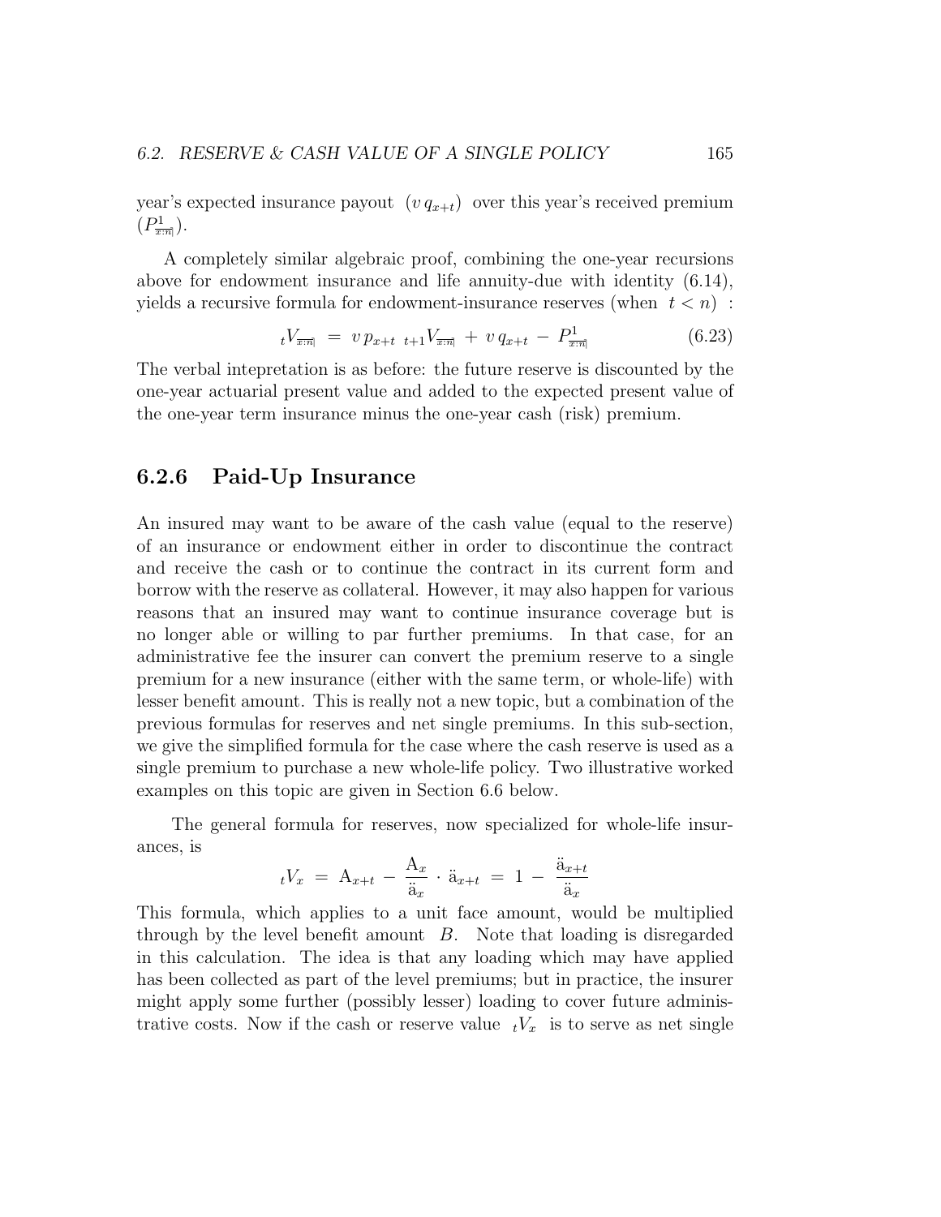year's expected insurance payout $(v\, q_{x+t})$ over this year's received premium $(P^1_{x:\overline{n}|})$.

A completely similar algebraic proof, combining the one-year recursions above for endowment insurance and life annuity-due with identity (6.14), yields a recursive formula for endowment-insurance reserves (when $t < n$) :

$$ {}_tV_{\overline{x:n}|} \;=\; v\, p_{x+t}\;\; {}_{t+1}V_{\overline{x:n}|} \;+\; v\, q_{x+t} \;-\; P^1_{x:\overline{n}|} \tag{6.23} $$

The verbal intepretation is as before: the future reserve is discounted by the one-year actuarial present value and added to the expected present value of the one-year term insurance minus the one-year cash (risk) premium.

### 6.2.6 Paid-Up Insurance

An insured may want to be aware of the cash value (equal to the reserve) of an insurance or endowment either in order to discontinue the contract and receive the cash or to continue the contract in its current form and borrow with the reserve as collateral. However, it may also happen for various reasons that an insured may want to continue insurance coverage but is no longer able or willing to par further premiums. In that case, for an administrative fee the insurer can convert the premium reserve to a single premium for a new insurance (either with the same term, or whole-life) with lesser benefit amount. This is really not a new topic, but a combination of the previous formulas for reserves and net single premiums. In this sub-section, we give the simplified formula for the case where the cash reserve is used as a single premium to purchase a new whole-life policy. Two illustrative worked examples on this topic are given in Section 6.6 below.

The general formula for reserves, now specialized for whole-life insurances, is

$$ {}_tV_x \;=\; \mathrm{A}_{x+t} \;-\; \frac{\mathrm{A}_x}{\ddot{\mathrm{a}}_x} \cdot \ddot{\mathrm{a}}_{x+t} \;=\; 1 \;-\; \frac{\ddot{\mathrm{a}}_{x+t}}{\ddot{\mathrm{a}}_x} $$

This formula, which applies to a unit face amount, would be multiplied through by the level benefit amount $B$. Note that loading is disregarded in this calculation. The idea is that any loading which may have applied has been collected as part of the level premiums; but in practice, the insurer might apply some further (possibly lesser) loading to cover future administrative costs. Now if the cash or reserve value ${}_tV_x$ is to serve as net single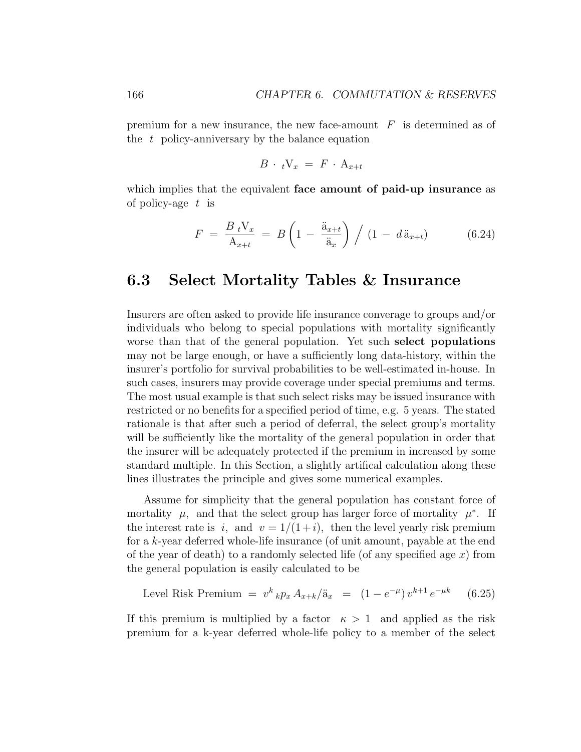premium for a new insurance, the new face-amount $F$ is determined as of the $t$ policy-anniversary by the balance equation

$$B \cdot {}_t\mathrm{V}_x = F \cdot \mathrm{A}_{x+t}$$

which implies that the equivalent **face amount of paid-up insurance** as of policy-age $t$ is

$$F = \frac{B\,{}_t\mathrm{V}_x}{\mathrm{A}_{x+t}} = B\left(1 - \frac{\ddot{\mathrm{a}}_{x+t}}{\ddot{\mathrm{a}}_x}\right) \Big/ \left(1 - d\,\ddot{\mathrm{a}}_{x+t}\right) \qquad (6.24)$$

## 6.3 Select Mortality Tables & Insurance

Insurers are often asked to provide life insurance converage to groups and/or individuals who belong to special populations with mortality significantly worse than that of the general population. Yet such **select populations** may not be large enough, or have a sufficiently long data-history, within the insurer's portfolio for survival probabilities to be well-estimated in-house. In such cases, insurers may provide coverage under special premiums and terms. The most usual example is that such select risks may be issued insurance with restricted or no benefits for a specified period of time, e.g. 5 years. The stated rationale is that after such a period of deferral, the select group's mortality will be sufficiently like the mortality of the general population in order that the insurer will be adequately protected if the premium in increased by some standard multiple. In this Section, a slightly artifical calculation along these lines illustrates the principle and gives some numerical examples.

Assume for simplicity that the general population has constant force of mortality $\mu$, and that the select group has larger force of mortality $\mu^*$. If the interest rate is $i$, and $v = 1/(1+i)$, then the level yearly risk premium for a $k$-year deferred whole-life insurance (of unit amount, payable at the end of the year of death) to a randomly selected life (of any specified age $x$) from the general population is easily calculated to be

$$\text{Level Risk Premium} = v^k\,{}_kp_x\,A_{x+k}/\ddot{\mathrm{a}}_x = (1 - e^{-\mu})\,v^{k+1}\,e^{-\mu k} \qquad (6.25)$$

If this premium is multiplied by a factor $\kappa > 1$ and applied as the risk premium for a k-year deferred whole-life policy to a member of the select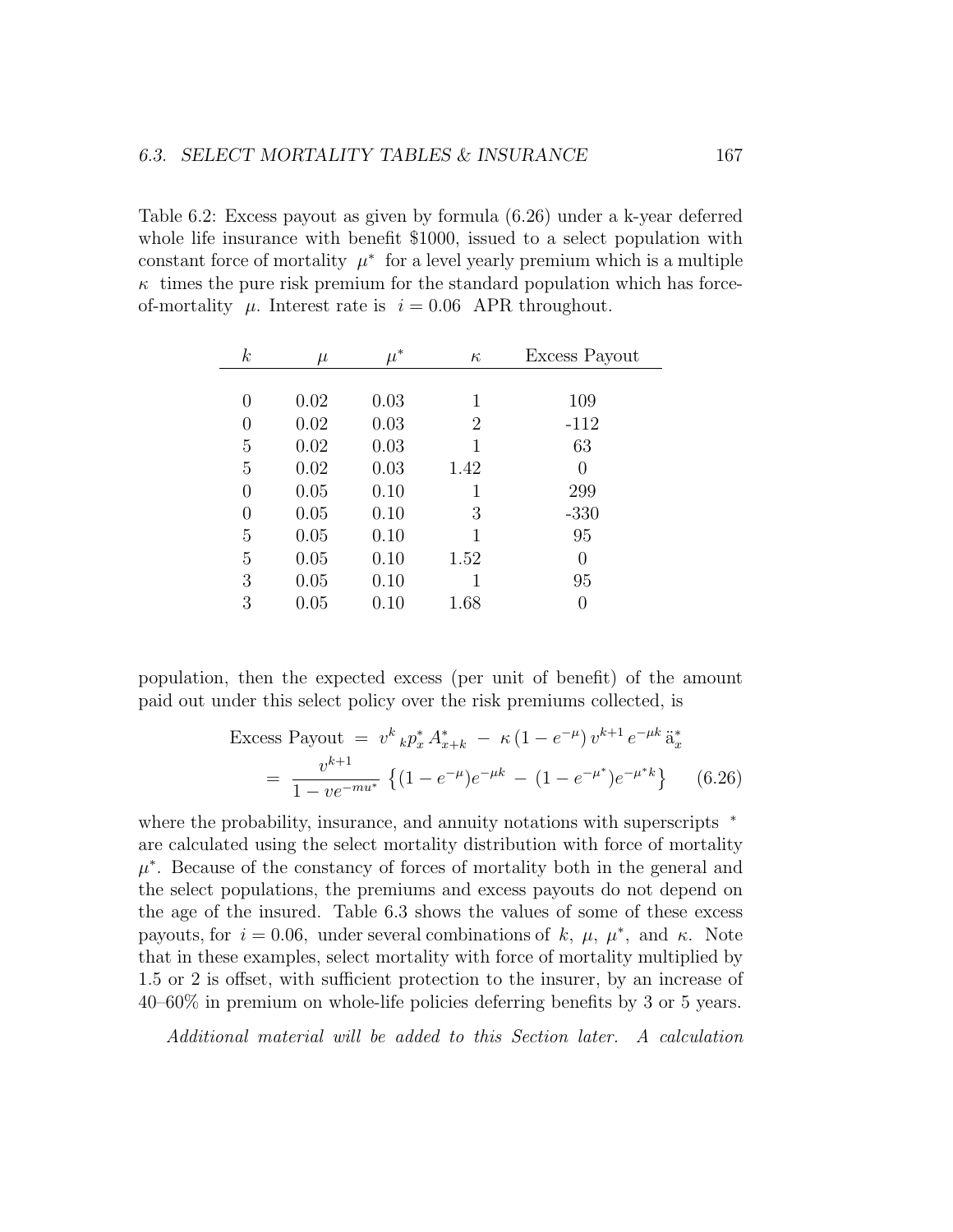Table 6.2: Excess payout as given by formula (6.26) under a k-year deferred whole life insurance with benefit \$1000, issued to a select population with constant force of mortality $\mu^*$ for a level yearly premium which is a multiple $\kappa$ times the pure risk premium for the standard population which has force-of-mortality $\mu$. Interest rate is $i = 0.06$ APR throughout.

| $k$ | $\mu$ | $\mu^*$ | $\kappa$ | Excess Payout |
|---|---|---|---|---|
| 0 | 0.02 | 0.03 | 1 | 109 |
| 0 | 0.02 | 0.03 | 2 | -112 |
| 5 | 0.02 | 0.03 | 1 | 63 |
| 5 | 0.02 | 0.03 | 1.42 | 0 |
| 0 | 0.05 | 0.10 | 1 | 299 |
| 0 | 0.05 | 0.10 | 3 | -330 |
| 5 | 0.05 | 0.10 | 1 | 95 |
| 5 | 0.05 | 0.10 | 1.52 | 0 |
| 3 | 0.05 | 0.10 | 1 | 95 |
| 3 | 0.05 | 0.10 | 1.68 | 0 |

population, then the expected excess (per unit of benefit) of the amount paid out under this select policy over the risk premiums collected, is

$$\text{Excess Payout} \;=\; v^k \, {}_kp_x^* \, A_{x+k}^* \;-\; \kappa \, (1 - e^{-\mu}) \, v^{k+1} \, e^{-\mu k} \, \ddot{a}_x^*$$

$$= \; \frac{v^{k+1}}{1 - v e^{-mu^*}} \; \left\{ (1 - e^{-\mu}) e^{-\mu k} \;-\; (1 - e^{-\mu^*}) e^{-\mu^* k} \right\} \qquad (6.26)$$

where the probability, insurance, and annuity notations with superscripts $^*$ are calculated using the select mortality distribution with force of mortality $\mu^*$. Because of the constancy of forces of mortality both in the general and the select populations, the premiums and excess payouts do not depend on the age of the insured. Table 6.3 shows the values of some of these excess payouts, for $i = 0.06$, under several combinations of $k$, $\mu$, $\mu^*$, and $\kappa$. Note that in these examples, select mortality with force of mortality multiplied by 1.5 or 2 is offset, with sufficient protection to the insurer, by an increase of 40–60% in premium on whole-life policies deferring benefits by 3 or 5 years.

*Additional material will be added to this Section later. A calculation*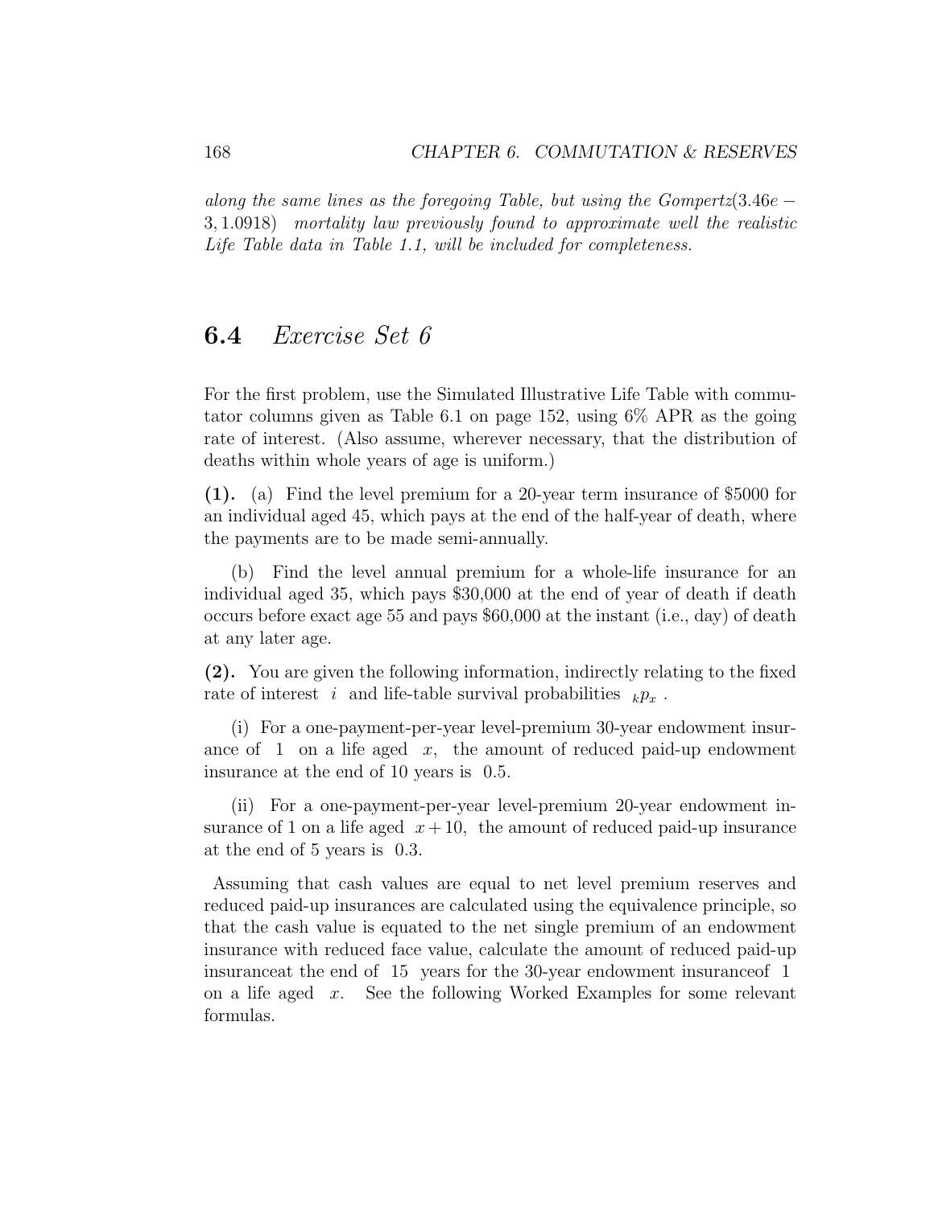*along the same lines as the foregoing Table, but using the Gompertz$(3.46e-3, 1.0918)$ mortality law previously found to approximate well the realistic Life Table data in Table 1.1, will be included for completeness.*

## 6.4 *Exercise Set 6*

For the first problem, use the Simulated Illustrative Life Table with commutator columns given as Table 6.1 on page 152, using 6% APR as the going rate of interest. (Also assume, wherever necessary, that the distribution of deaths within whole years of age is uniform.)

**(1).** (a) Find the level premium for a 20-year term insurance of \$5000 for an individual aged 45, which pays at the end of the half-year of death, where the payments are to be made semi-annually.

(b) Find the level annual premium for a whole-life insurance for an individual aged 35, which pays \$30,000 at the end of year of death if death occurs before exact age 55 and pays \$60,000 at the instant (i.e., day) of death at any later age.

**(2).** You are given the following information, indirectly relating to the fixed rate of interest $i$ and life-table survival probabilities ${}_kp_x$ .

(i) For a one-payment-per-year level-premium 30-year endowment insurance of $1$ on a life aged $x$, the amount of reduced paid-up endowment insurance at the end of 10 years is $0.5$.

(ii) For a one-payment-per-year level-premium 20-year endowment insurance of 1 on a life aged $x+10$, the amount of reduced paid-up insurance at the end of 5 years is $0.3$.

Assuming that cash values are equal to net level premium reserves and reduced paid-up insurances are calculated using the equivalence principle, so that the cash value is equated to the net single premium of an endowment insurance with reduced face value, calculate the amount of reduced paid-up insuranceat the end of $15$ years for the 30-year endowment insuranceof $1$ on a life aged $x$. See the following Worked Examples for some relevant formulas.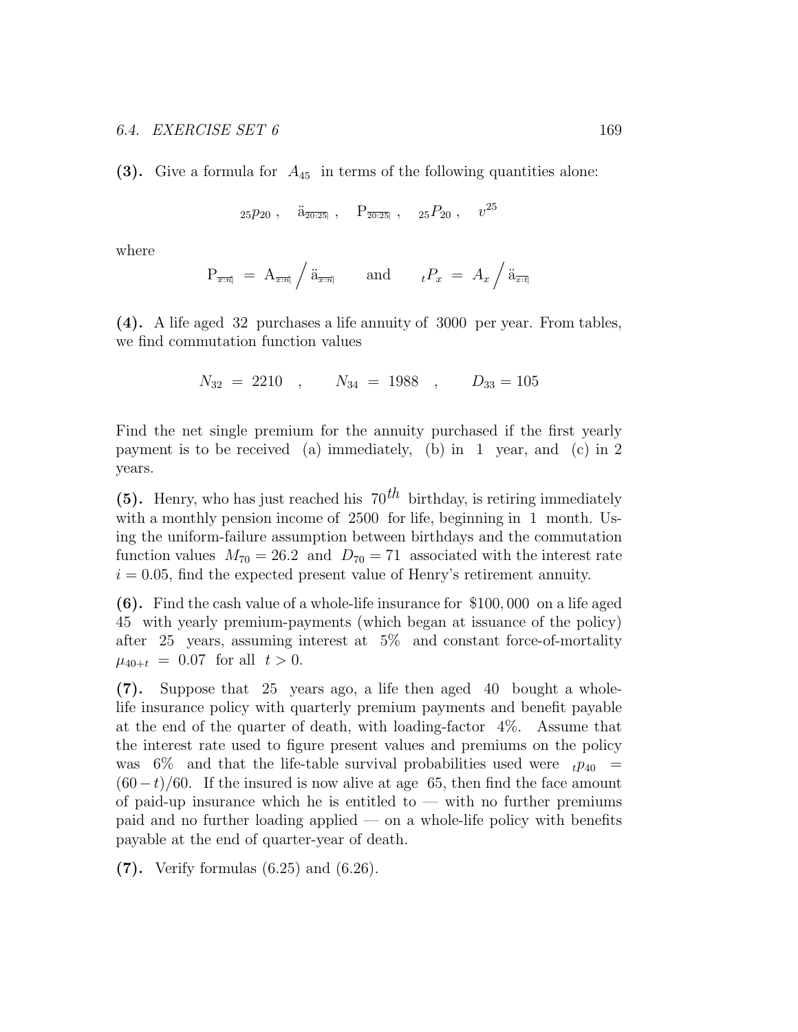**(3).** Give a formula for $A_{45}$ in terms of the following quantities alone:

$$_{25}p_{20}\ , \quad \ddot{a}_{\overline{20:25|}}\ , \quad P_{\overline{20:25|}}\ , \quad {}_{25}P_{20}\ , \quad v^{25}$$

where

$$P_{\overline{x:n|}} \ = \ A_{\overline{x:n|}} \Big/ \ddot{a}_{\overline{x:n|}} \qquad \text{and} \qquad {}_tP_x \ = \ A_x \Big/ \ddot{a}_{\overline{x:t|}}$$

**(4).** A life aged 32 purchases a life annuity of 3000 per year. From tables, we find commutation function values

$$N_{32} \ = \ 2210 \quad , \qquad N_{34} \ = \ 1988 \quad , \qquad D_{33} = 105$$

Find the net single premium for the annuity purchased if the first yearly payment is to be received (a) immediately, (b) in 1 year, and (c) in 2 years.

**(5).** Henry, who has just reached his $70^{th}$ birthday, is retiring immediately with a monthly pension income of 2500 for life, beginning in 1 month. Using the uniform-failure assumption between birthdays and the commutation function values $M_{70} = 26.2$ and $D_{70} = 71$ associated with the interest rate $i = 0.05$, find the expected present value of Henry's retirement annuity.

**(6).** Find the cash value of a whole-life insurance for \$100,000 on a life aged 45 with yearly premium-payments (which began at issuance of the policy) after 25 years, assuming interest at 5% and constant force-of-mortality $\mu_{40+t} \ = \ 0.07$ for all $t > 0$.

**(7).** Suppose that 25 years ago, a life then aged 40 bought a whole-life insurance policy with quarterly premium payments and benefit payable at the end of the quarter of death, with loading-factor 4%. Assume that the interest rate used to figure present values and premiums on the policy was 6% and that the life-table survival probabilities used were ${}_tp_{40} \ = \ (60-t)/60$. If the insured is now alive at age 65, then find the face amount of paid-up insurance which he is entitled to — with no further premiums paid and no further loading applied — on a whole-life policy with benefits payable at the end of quarter-year of death.

**(7).** Verify formulas (6.25) and (6.26).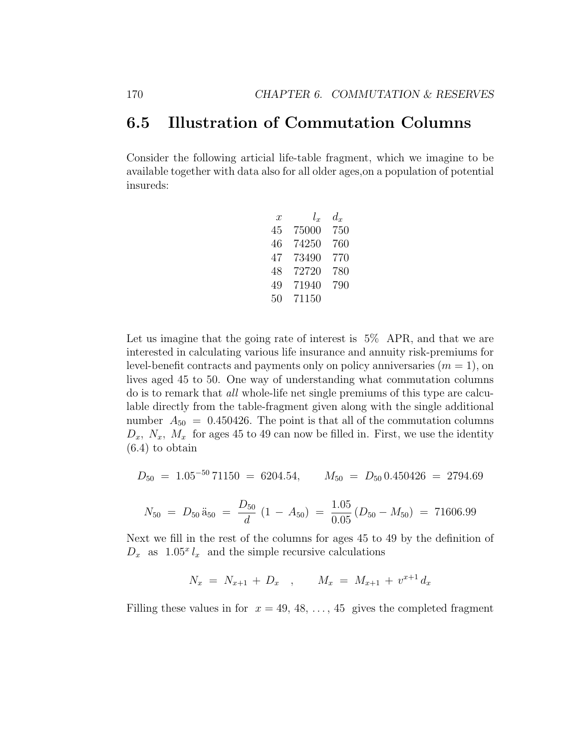## 6.5 Illustration of Commutation Columns

Consider the following articial life-table fragment, which we imagine to be available together with data also for all older ages,on a population of potential insureds:

| $x$ | $l_x$ | $d_x$ |
|---|---|---|
| 45 | 75000 | 750 |
| 46 | 74250 | 760 |
| 47 | 73490 | 770 |
| 48 | 72720 | 780 |
| 49 | 71940 | 790 |
| 50 | 71150 | |

Let us imagine that the going rate of interest is 5% APR, and that we are interested in calculating various life insurance and annuity risk-premiums for level-benefit contracts and payments only on policy anniversaries ($m = 1$), on lives aged 45 to 50. One way of understanding what commutation columns do is to remark that *all* whole-life net single premiums of this type are calculable directly from the table-fragment given along with the single additional number $A_{50} = 0.450426$. The point is that all of the commutation columns $D_x$, $N_x$, $M_x$ for ages 45 to 49 can now be filled in. First, we use the identity (6.4) to obtain

$$D_{50} \;=\; 1.05^{-50}\, 71150 \;=\; 6204.54, \qquad M_{50} \;=\; D_{50}\, 0.450426 \;=\; 2794.69$$

$$N_{50} \;=\; D_{50}\, \ddot{a}_{50} \;=\; \frac{D_{50}}{d}\,(1 \,-\, A_{50}) \;=\; \frac{1.05}{0.05}\,(D_{50} - M_{50}) \;=\; 71606.99$$

Next we fill in the rest of the columns for ages 45 to 49 by the definition of $D_x$ as $1.05^x\, l_x$ and the simple recursive calculations

$$N_x \;=\; N_{x+1} \,+\, D_x \quad , \qquad M_x \;=\; M_{x+1} \,+\, v^{x+1}\, d_x$$

Filling these values in for $x = 49, 48, \ldots, 45$ gives the completed fragment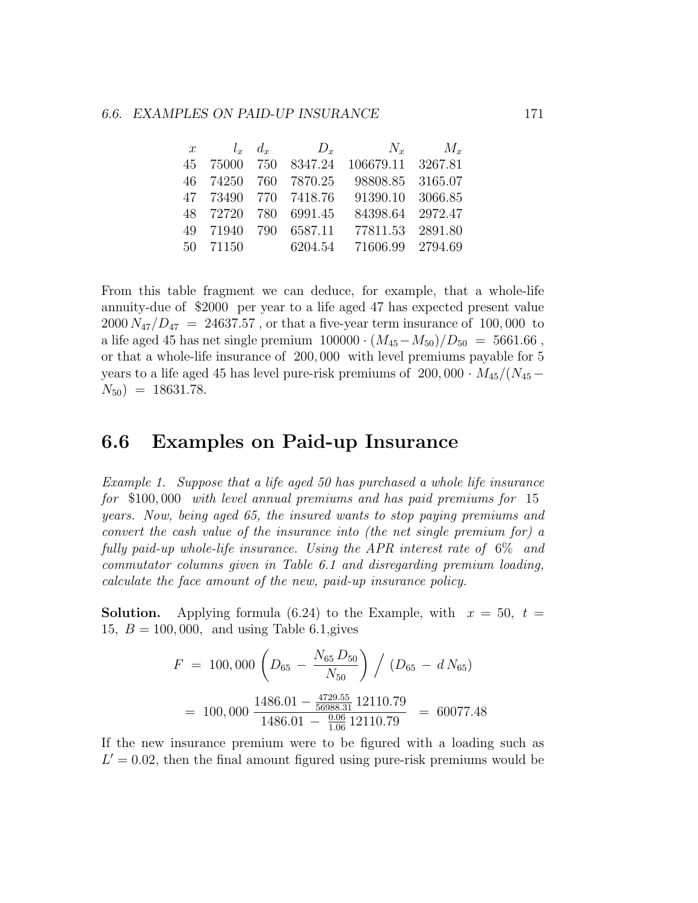| $x$ | $l_x$ | $d_x$ | $D_x$ | $N_x$ | $M_x$ |
|---|---|---|---|---|---|
| 45 | 75000 | 750 | 8347.24 | 106679.11 | 3267.81 |
| 46 | 74250 | 760 | 7870.25 | 98808.85 | 3165.07 |
| 47 | 73490 | 770 | 7418.76 | 91390.10 | 3066.85 |
| 48 | 72720 | 780 | 6991.45 | 84398.64 | 2972.47 |
| 49 | 71940 | 790 | 6587.11 | 77811.53 | 2891.80 |
| 50 | 71150 | | 6204.54 | 71606.99 | 2794.69 |

From this table fragment we can deduce, for example, that a whole-life annuity-due of \$2000 per year to a life aged 47 has expected present value $2000\, N_{47}/D_{47} \;=\; 24637.57$ , or that a five-year term insurance of $100,000$ to a life aged 45 has net single premium $100000 \cdot (M_{45} - M_{50})/D_{50} \;=\; 5661.66$ , or that a whole-life insurance of $200,000$ with level premiums payable for 5 years to a life aged 45 has level pure-risk premiums of $200,000 \cdot M_{45}/(N_{45} - N_{50}) \;=\; 18631.78$.

## 6.6 Examples on Paid-up Insurance

*Example 1. Suppose that a life aged 50 has purchased a whole life insurance for \$100,000 with level annual premiums and has paid premiums for 15 years. Now, being aged 65, the insured wants to stop paying premiums and convert the cash value of the insurance into (the net single premium for) a fully paid-up whole-life insurance. Using the APR interest rate of 6% and commutator columns given in Table 6.1 and disregarding premium loading, calculate the face amount of the new, paid-up insurance policy.*

**Solution.** Applying formula (6.24) to the Example, with $x = 50,\ t = 15,\ B = 100,000,$ and using Table 6.1,gives

$$F \;=\; 100,000 \left( D_{65} \,-\, \frac{N_{65}\, D_{50}}{N_{50}} \right) \Big/ \; (D_{65} \,-\, d\, N_{65})$$

$$=\; 100,000\, \frac{1486.01 - \frac{4729.55}{56988.31}\, 12110.79}{1486.01 \,-\, \frac{0.06}{1.06}\, 12110.79} \;=\; 60077.48$$

If the new insurance premium were to be figured with a loading such as $L' = 0.02$, then the final amount figured using pure-risk premiums would be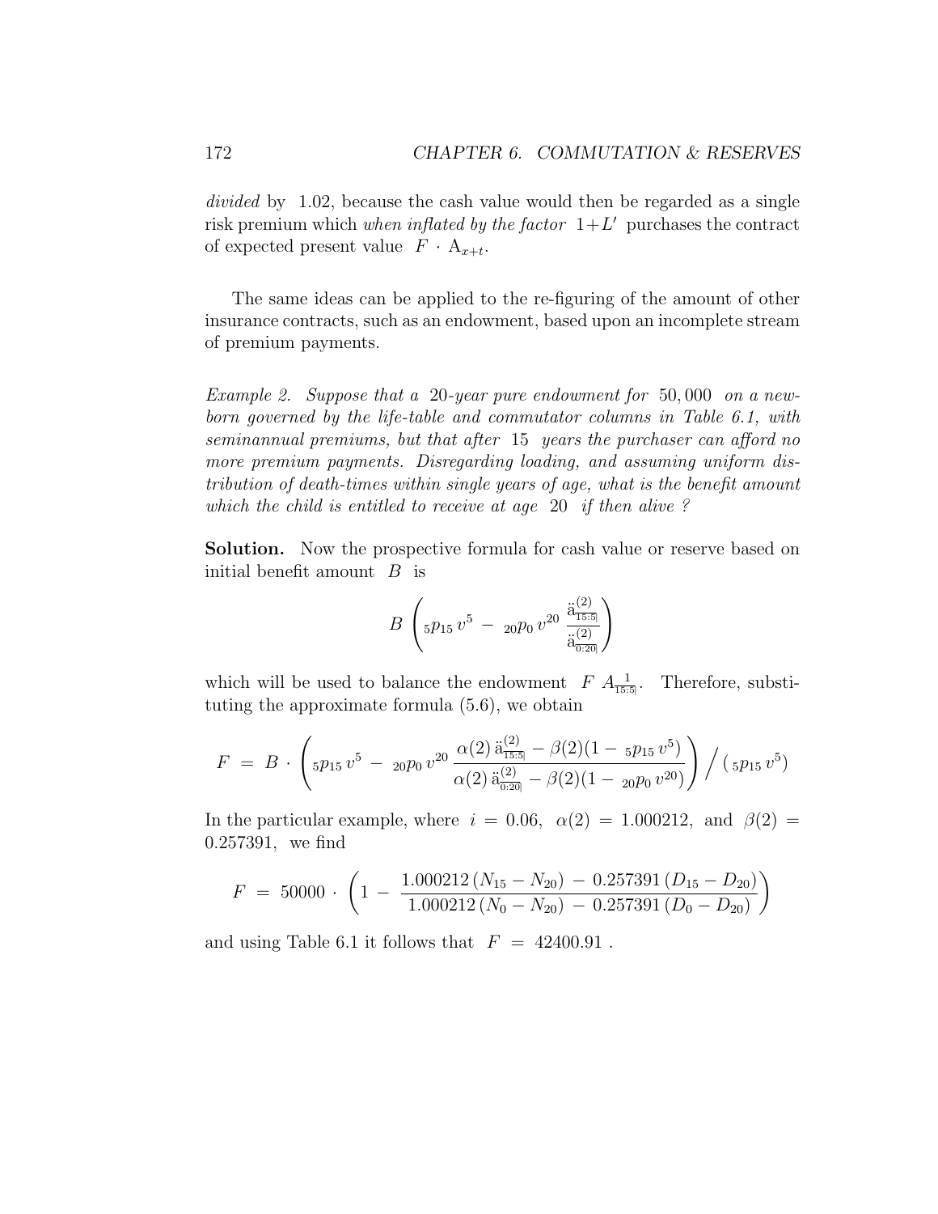*divided* by 1.02, because the cash value would then be regarded as a single risk premium which *when inflated by the factor* $1+L'$ purchases the contract of expected present value $F \cdot A_{x+t}$.

The same ideas can be applied to the re-figuring of the amount of other insurance contracts, such as an endowment, based upon an incomplete stream of premium payments.

*Example 2. Suppose that a* 20*-year pure endowment for* 50,000 *on a newborn governed by the life-table and commutator columns in Table 6.1, with seminannual premiums, but that after* 15 *years the purchaser can afford no more premium payments. Disregarding loading, and assuming uniform distribution of death-times within single years of age, what is the benefit amount which the child is entitled to receive at age* 20 *if then alive ?*

**Solution.** Now the prospective formula for cash value or reserve based on initial benefit amount $B$ is

$$B \left( {}_5p_{15}\, v^5 \;-\; {}_{20}p_0\, v^{20}\, \frac{\ddot{a}^{(2)}_{\overline{15:5|}}}{\ddot{a}^{(2)}_{\overline{0:20|}}} \right)$$

which will be used to balance the endowment $F\, A_{\overline{15:5|}}^{\;\;1}$. Therefore, substituting the approximate formula (5.6), we obtain

$$F \;=\; B \cdot \left( {}_5p_{15}\, v^5 \;-\; {}_{20}p_0\, v^{20}\, \frac{\alpha(2)\, \ddot{a}^{(2)}_{\overline{15:5|}} - \beta(2)(1 - \,{}_5p_{15}\, v^5)}{\alpha(2)\, \ddot{a}^{(2)}_{\overline{0:20|}} - \beta(2)(1 - \,{}_{20}p_0\, v^{20})} \right) \Big/ \left( {}_5p_{15}\, v^5 \right)$$

In the particular example, where $i = 0.06$, $\alpha(2) = 1.000212$, and $\beta(2) = 0.257391$, we find

$$F \;=\; 50000 \cdot \left( 1 - \frac{1.000212\,(N_{15} - N_{20}) \;-\; 0.257391\,(D_{15} - D_{20})}{1.000212\,(N_0 - N_{20}) \;-\; 0.257391\,(D_0 - D_{20})} \right)$$

and using Table 6.1 it follows that $F \;=\; 42400.91$ .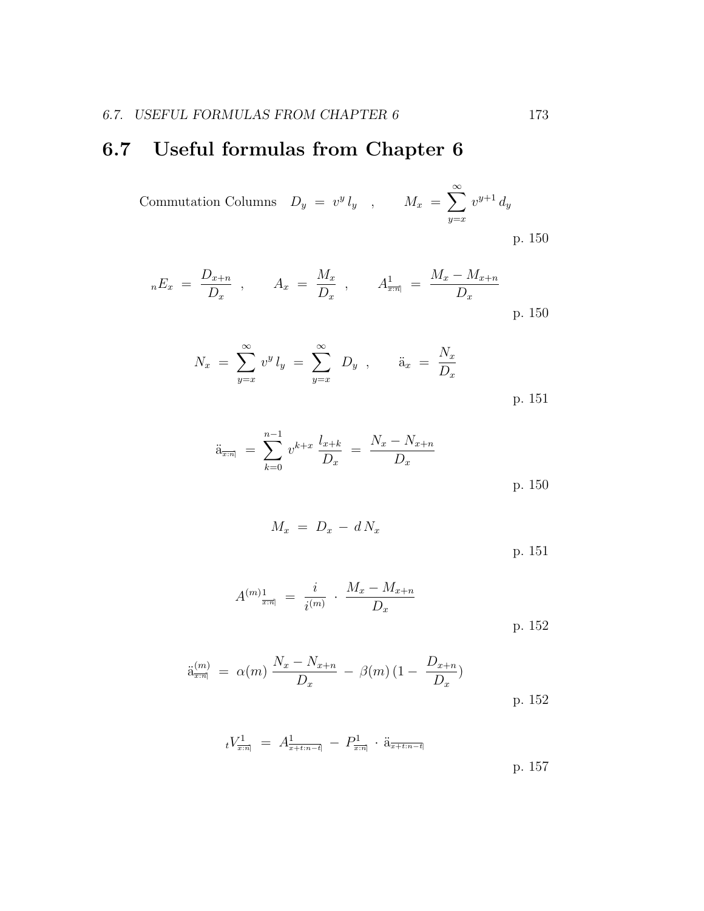## 6.7 Useful formulas from Chapter 6

$$\text{Commutation Columns} \quad D_y \;=\; v^y \, l_y \quad , \qquad M_x \;=\; \sum_{y=x}^{\infty} v^{y+1} \, d_y$$

p. 150

$$_nE_x \;=\; \frac{D_{x+n}}{D_x} \quad , \qquad A_x \;=\; \frac{M_x}{D_x} \quad , \qquad A^{1}_{x:\overline{n}|} \;=\; \frac{M_x - M_{x+n}}{D_x}$$

p. 150

$$N_x \;=\; \sum_{y=x}^{\infty} v^y \, l_y \;=\; \sum_{y=x}^{\infty} \; D_y \quad , \qquad \ddot{a}_x \;=\; \frac{N_x}{D_x}$$

p. 151

$$\ddot{a}_{\overline{x:n}|} \;=\; \sum_{k=0}^{n-1} v^{k+x} \, \frac{l_{x+k}}{D_x} \;=\; \frac{N_x - N_{x+n}}{D_x}$$

p. 150

$$M_x \;=\; D_x \,-\, d \, N_x$$

p. 151

$$A^{(m)1}_{\;x:\overline{n}|} \;=\; \frac{i}{i^{(m)}} \,\cdot\, \frac{M_x - M_{x+n}}{D_x}$$

p. 152

$$\ddot{a}^{(m)}_{x:\overline{n}|} \;=\; \alpha(m) \, \frac{N_x - N_{x+n}}{D_x} \,-\, \beta(m) \, (1 - \, \frac{D_{x+n}}{D_x})$$

p. 152

$$_tV^{1}_{x:\overline{n}|} \;=\; A^{1}_{x+t:\overline{n-t}|} \,-\, P^{1}_{x:\overline{n}|} \,\cdot\, \ddot{a}_{\overline{x+t:n-t}|}$$

p. 157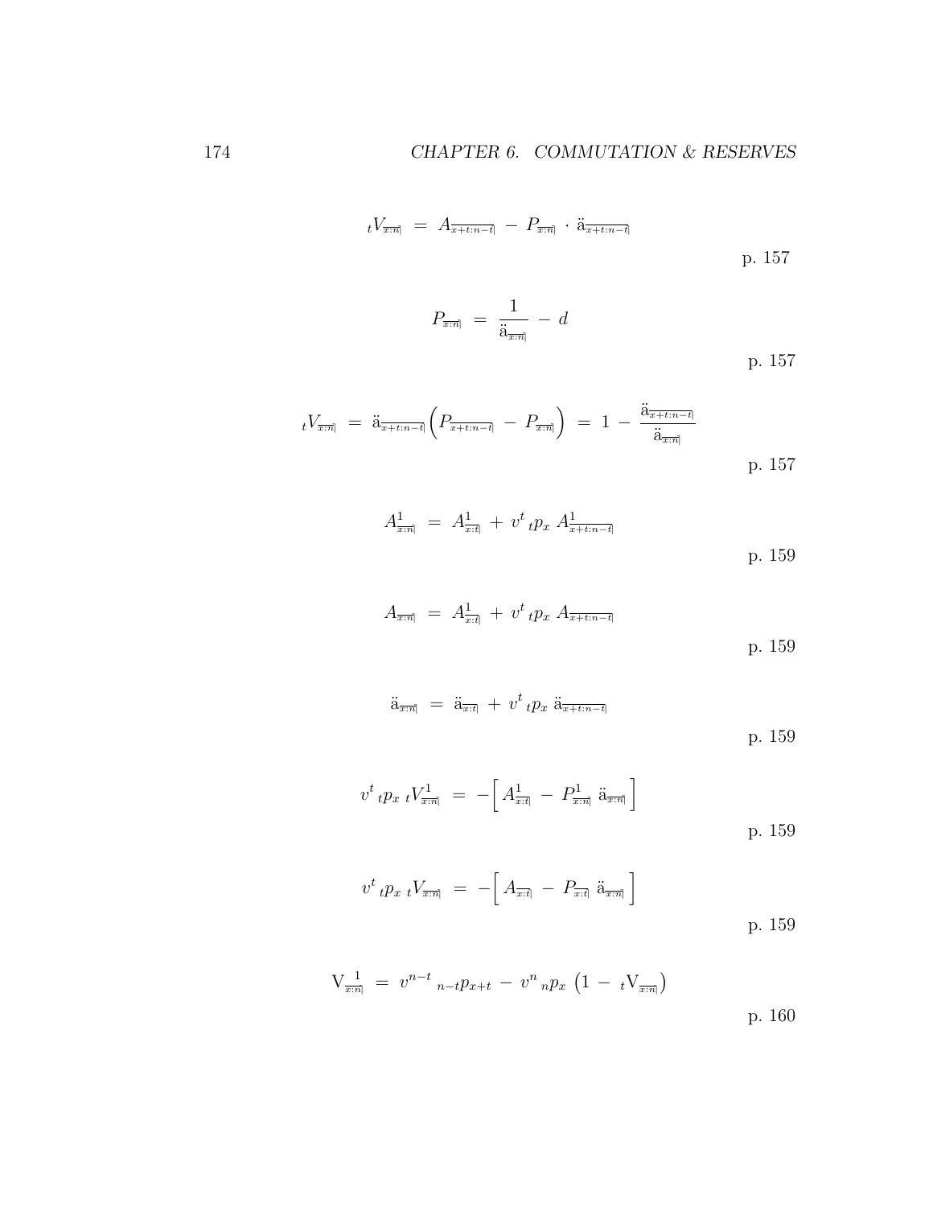$$ {}_tV_{\overline{x:n}|} \;=\; A_{\overline{x+t:n-t}|} \;-\; P_{\overline{x:n}|} \cdot \ddot{a}_{\overline{x+t:n-t}|} $$

p. 157

$$ P_{\overline{x:n}|} \;=\; \frac{1}{\ddot{a}_{\overline{x:n}|}} \;-\; d $$

p. 157

$$ {}_tV_{\overline{x:n}|} \;=\; \ddot{a}_{\overline{x+t:n-t}|}\Big(P_{\overline{x+t:n-t}|} \;-\; P_{\overline{x:n}|}\Big) \;=\; 1 \;-\; \frac{\ddot{a}_{\overline{x+t:n-t}|}}{\ddot{a}_{\overline{x:n}|}} $$

p. 157

$$ A^1_{\overline{x:n}|} \;=\; A^1_{\overline{x:t}|} \;+\; v^t \,{}_tp_x\, A^1_{\overline{x+t:n-t}|} $$

p. 159

$$ A_{\overline{x:n}|} \;=\; A^1_{\overline{x:t}|} \;+\; v^t \,{}_tp_x\, A_{\overline{x+t:n-t}|} $$

p. 159

$$ \ddot{a}_{\overline{x:n}|} \;=\; \ddot{a}_{\overline{x:t}|} \;+\; v^t \,{}_tp_x\, \ddot{a}_{\overline{x+t:n-t}|} $$

p. 159

$$ v^t \,{}_tp_x\, {}_tV^1_{\overline{x:n}|} \;=\; -\Big[\, A^1_{\overline{x:t}|} \;-\; P^1_{\overline{x:n}|}\; \ddot{a}_{\overline{x:n}|} \,\Big] $$

p. 159

$$ v^t \,{}_tp_x\, {}_tV_{\overline{x:n}|} \;=\; -\Big[\, A_{\overline{x:t}|} \;-\; P_{\overline{x:t}|}\; \ddot{a}_{\overline{x:n}|} \,\Big] $$

p. 159

$$ \mathrm{V}_{\overline{x:n}|}^{\;\;1} \;=\; v^{n-t}\;{}_{n-t}p_{x+t} \;-\; v^n\,{}_np_x\;\big(1 \;-\; {}_t\mathrm{V}_{\overline{x:n}|}\big) $$

p. 160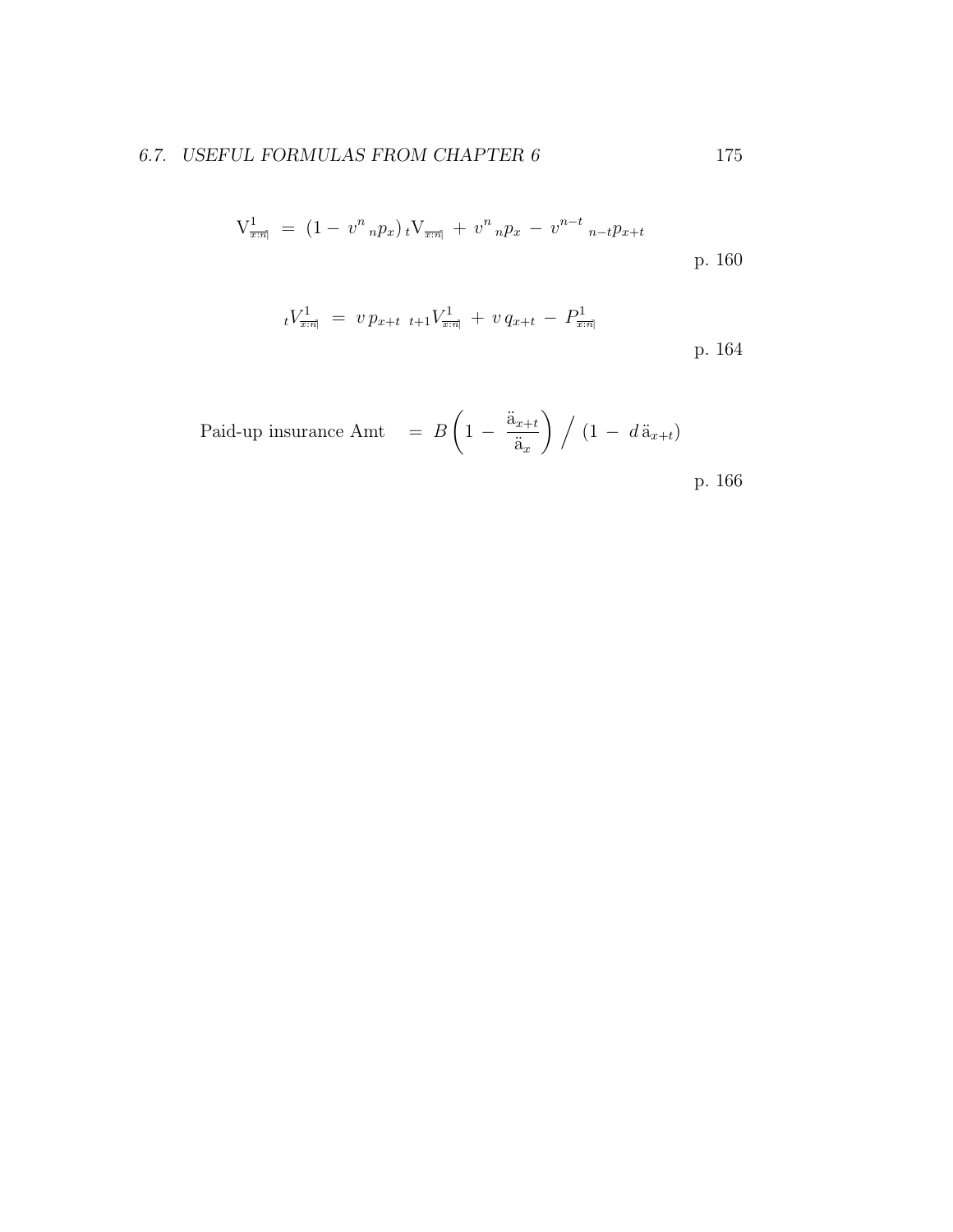$$V^1_{\overline{x:n}|} \;=\; (1 - \, v^n \, {}_np_x) \, {}_tV_{\overline{x:n}|} \; + \; v^n \, {}_np_x \; - \; v^{n-t} \; {}_{n-t}p_{x+t}$$

p. 160

$${}_tV^1_{\overline{x:n}|} \;=\; v \, p_{x+t} \;\; {}_{t+1}V^1_{\overline{x:n}|} \; + \; v \, q_{x+t} \; - \; P^1_{\overline{x:n}|}$$

p. 164

$$\text{Paid-up insurance Amt} \quad = \; B \left( 1 \; - \; \frac{\ddot{a}_{x+t}}{\ddot{a}_x} \right) \Big/ \; (1 \; - \; d \, \ddot{a}_{x+t})$$

p. 166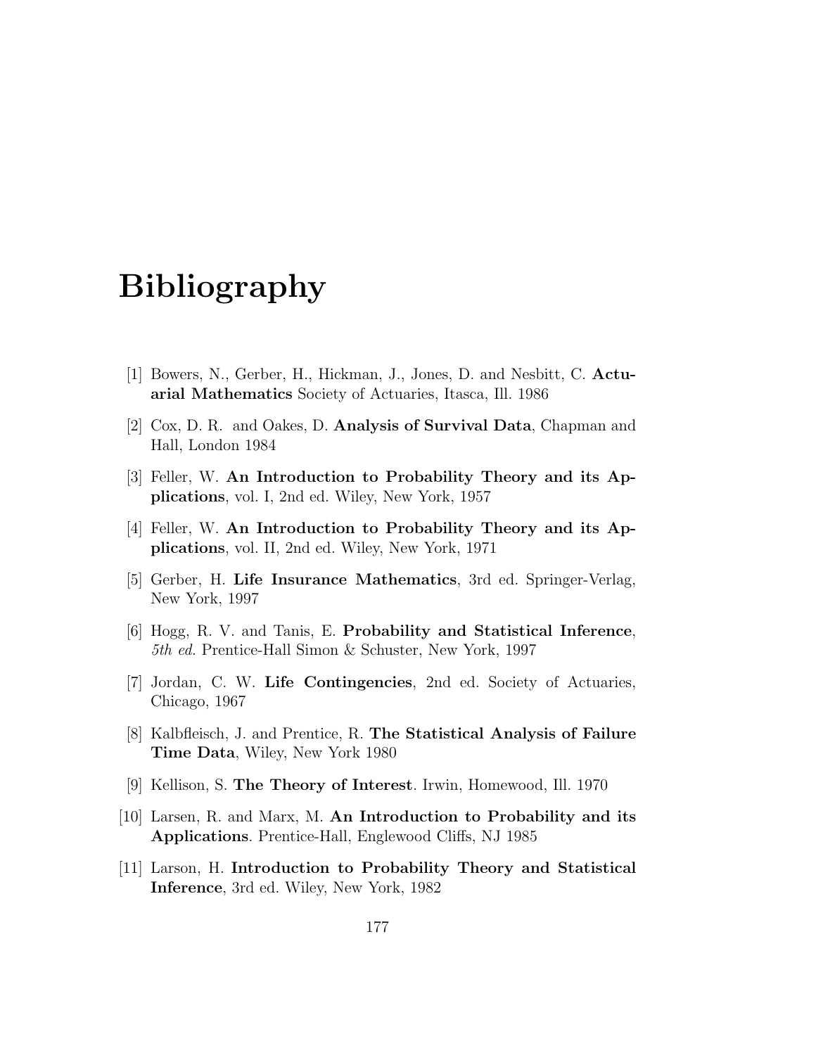# Bibliography

[1] Bowers, N., Gerber, H., Hickman, J., Jones, D. and Nesbitt, C. **Actuarial Mathematics** Society of Actuaries, Itasca, Ill. 1986

[2] Cox, D. R. and Oakes, D. **Analysis of Survival Data**, Chapman and Hall, London 1984

[3] Feller, W. **An Introduction to Probability Theory and its Applications**, vol. I, 2nd ed. Wiley, New York, 1957

[4] Feller, W. **An Introduction to Probability Theory and its Applications**, vol. II, 2nd ed. Wiley, New York, 1971

[5] Gerber, H. **Life Insurance Mathematics**, 3rd ed. Springer-Verlag, New York, 1997

[6] Hogg, R. V. and Tanis, E. **Probability and Statistical Inference**, *5th ed.* Prentice-Hall Simon & Schuster, New York, 1997

[7] Jordan, C. W. **Life Contingencies**, 2nd ed. Society of Actuaries, Chicago, 1967

[8] Kalbfleisch, J. and Prentice, R. **The Statistical Analysis of Failure Time Data**, Wiley, New York 1980

[9] Kellison, S. **The Theory of Interest**. Irwin, Homewood, Ill. 1970

[10] Larsen, R. and Marx, M. **An Introduction to Probability and its Applications**. Prentice-Hall, Englewood Cliffs, NJ 1985

[11] Larson, H. **Introduction to Probability Theory and Statistical Inference**, 3rd ed. Wiley, New York, 1982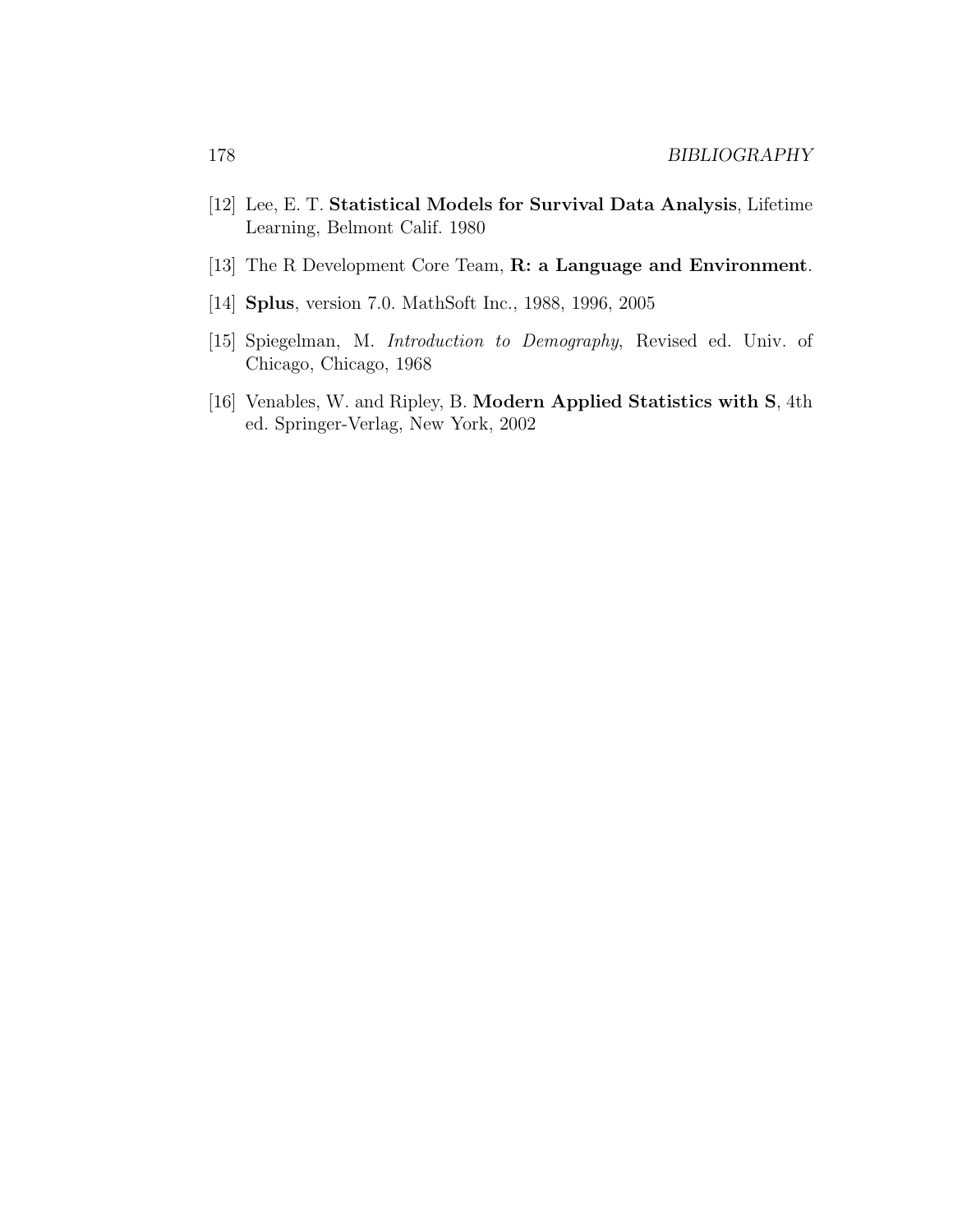[12] Lee, E. T. **Statistical Models for Survival Data Analysis**, Lifetime Learning, Belmont Calif. 1980

[13] The R Development Core Team, **R: a Language and Environment**.

[14] **Splus**, version 7.0. MathSoft Inc., 1988, 1996, 2005

[15] Spiegelman, M. *Introduction to Demography*, Revised ed. Univ. of Chicago, Chicago, 1968

[16] Venables, W. and Ripley, B. **Modern Applied Statistics with S**, 4th ed. Springer-Verlag, New York, 2002